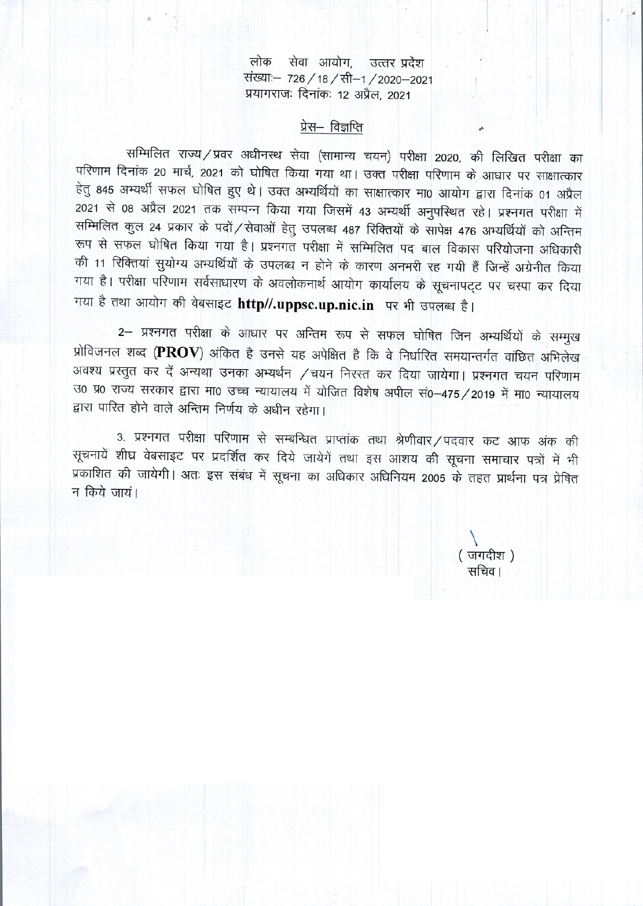लोक सेवा आयोग, उत्तर प्रदेश
संख्याः– 726/18/सी–1/2020–2021
प्रयागराजः दिनांकः 12 अप्रैल, 2021

## प्रेस– विज्ञप्ति

सम्मिलित राज्य/प्रवर अधीनस्थ सेवा (सामान्य चयन) परीक्षा 2020, की लिखित परीक्षा का परिणाम दिनांक 20 मार्च, 2021 को घोषित किया गया था। उक्त परीक्षा परिणाम के आधार पर साक्षात्कार हेतु 845 अभ्यर्थी सफल घोषित हुए थे। उक्त अभ्यर्थियों का साक्षात्कार मा0 आयोग द्वारा दिनांक 01 अप्रैल 2021 से 08 अप्रैल 2021 तक सम्पन्न किया गया जिसमें 43 अभ्यर्थी अनुपस्थित रहे। प्रश्नगत परीक्षा में सम्मिलित कुल 24 प्रकार के पदों/सेवाओं हेतु उपलब्ध 487 रिक्तियों के सापेक्ष 476 अभ्यर्थियों को अन्तिम रूप से सफल घोषित किया गया है। प्रश्नगत परीक्षा में सम्मिलित पद बाल विकास परियोजना अधिकारी की 11 रिक्तियां सुयोग्य अभ्यर्थियों के उपलब्ध न होने के कारण अनभरी रह गयी हैं जिन्हें अग्रेनीत किया गया है। परीक्षा परिणाम सर्वसाधारण के अवलोकनार्थ आयोग कार्यालय के सूचनापट्ट पर चस्पा कर दिया गया है तथा आयोग की वेबसाइट **http//.uppsc.up.nic.in** पर भी उपलब्ध है।

2– प्रश्नगत परीक्षा के आधार पर अन्तिम रूप से सफल घोषित जिन अभ्यर्थियों के सम्मुख प्रोविजनल शब्द (**PROV**) अंकित है उनसे यह अपेक्षित है कि वे निर्धारित समयान्तर्गत वांछित अभिलेख अवश्य प्रस्तुत कर दें अन्यथा उनका अभ्यर्थन /चयन निरस्त कर दिया जायेगा। प्रश्नगत चयन परिणाम उ0 प्र0 राज्य सरकार द्वारा मा0 उच्च न्यायालय में योजित विशेष अपील सं0–475/2019 में मा0 न्यायालय द्वारा पारित होने वाले अन्तिम निर्णय के अधीन रहेगा।

3. प्रश्नगत परीक्षा परिणाम से सम्बन्धित प्राप्तांक तथा श्रेणीवार/पदवार कट आफ अंक की सूचनायें शीघ्र वेबसाइट पर प्रदर्शित कर दिये जायेगें तथा इस आशय की सूचना समाचार पत्रों में भी प्रकाशित की जायेगी। अतः इस संबंध में सूचना का अधिकार अधिनियम 2005 के तहत प्रार्थना पत्र प्रेषित न किये जायं।

( जगदीश )
सचिव।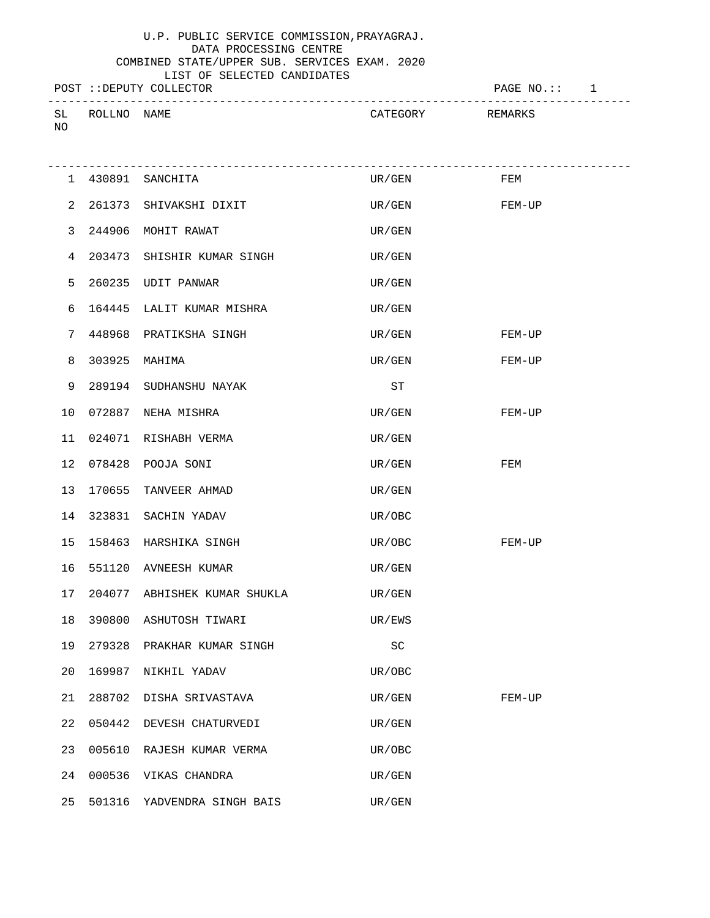U.P. PUBLIC SERVICE COMMISSION,PRAYAGRAJ.
DATA PROCESSING CENTRE
COMBINED STATE/UPPER SUB. SERVICES EXAM. 2020
LIST OF SELECTED CANDIDATES

POST ::DEPUTY COLLECTOR

| SL NO | ROLLNO | NAME | CATEGORY | REMARKS |
|---|---|---|---|---|
| 1 | 430891 | SANCHITA | UR/GEN | FEM |
| 2 | 261373 | SHIVAKSHI DIXIT | UR/GEN | FEM-UP |
| 3 | 244906 | MOHIT RAWAT | UR/GEN | |
| 4 | 203473 | SHISHIR KUMAR SINGH | UR/GEN | |
| 5 | 260235 | UDIT PANWAR | UR/GEN | |
| 6 | 164445 | LALIT KUMAR MISHRA | UR/GEN | |
| 7 | 448968 | PRATIKSHA SINGH | UR/GEN | FEM-UP |
| 8 | 303925 | MAHIMA | UR/GEN | FEM-UP |
| 9 | 289194 | SUDHANSHU NAYAK | ST | |
| 10 | 072887 | NEHA MISHRA | UR/GEN | FEM-UP |
| 11 | 024071 | RISHABH VERMA | UR/GEN | |
| 12 | 078428 | POOJA SONI | UR/GEN | FEM |
| 13 | 170655 | TANVEER AHMAD | UR/GEN | |
| 14 | 323831 | SACHIN YADAV | UR/OBC | |
| 15 | 158463 | HARSHIKA SINGH | UR/OBC | FEM-UP |
| 16 | 551120 | AVNEESH KUMAR | UR/GEN | |
| 17 | 204077 | ABHISHEK KUMAR SHUKLA | UR/GEN | |
| 18 | 390800 | ASHUTOSH TIWARI | UR/EWS | |
| 19 | 279328 | PRAKHAR KUMAR SINGH | SC | |
| 20 | 169987 | NIKHIL YADAV | UR/OBC | |
| 21 | 288702 | DISHA SRIVASTAVA | UR/GEN | FEM-UP |
| 22 | 050442 | DEVESH CHATURVEDI | UR/GEN | |
| 23 | 005610 | RAJESH KUMAR VERMA | UR/OBC | |
| 24 | 000536 | VIKAS CHANDRA | UR/GEN | |
| 25 | 501316 | YADVENDRA SINGH BAIS | UR/GEN | |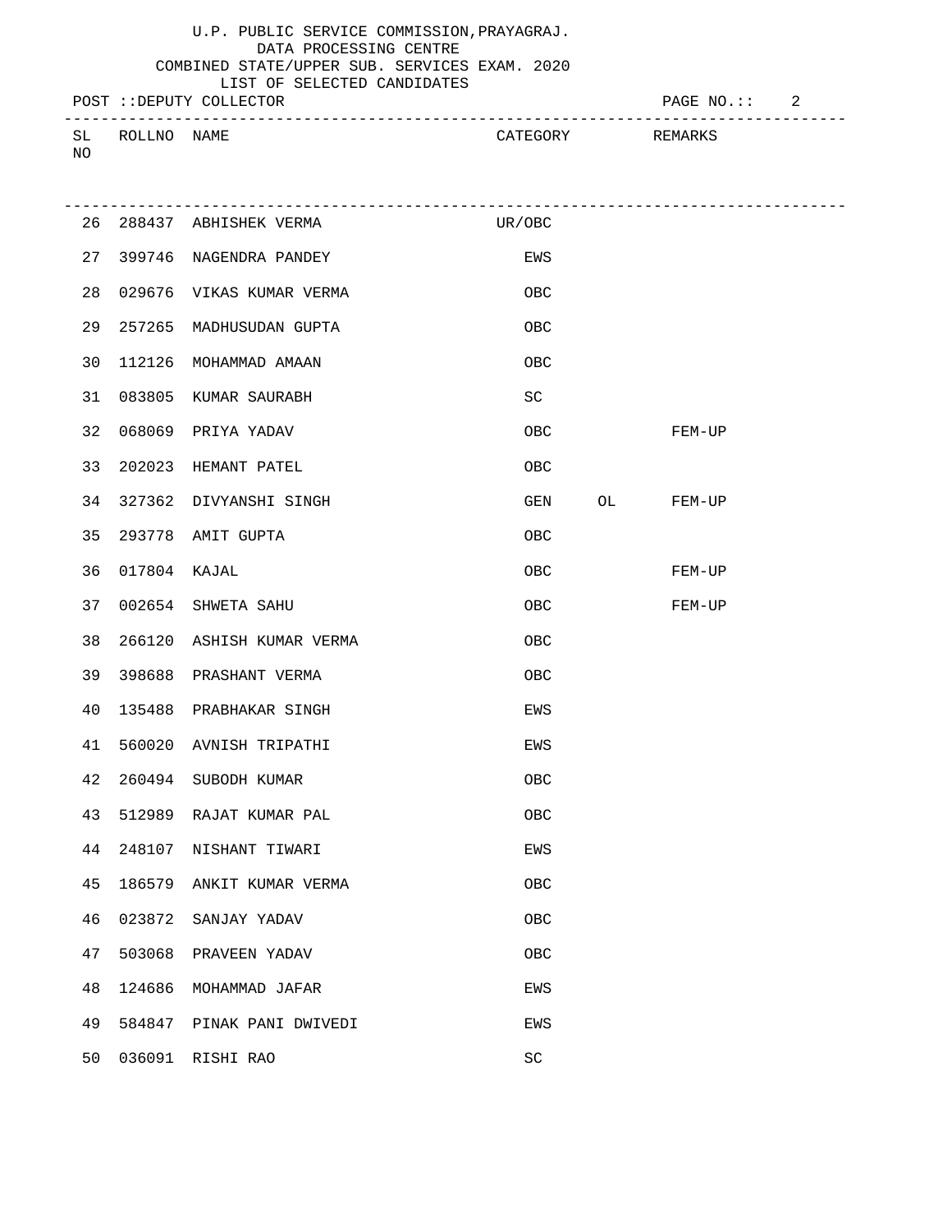U.P. PUBLIC SERVICE COMMISSION,PRAYAGRAJ.
DATA PROCESSING CENTRE
COMBINED STATE/UPPER SUB. SERVICES EXAM. 2020
LIST OF SELECTED CANDIDATES

POST ::DEPUTY COLLECTOR

| SL NO | ROLLNO | NAME | CATEGORY | | REMARKS |
|---|---|---|---|---|---|
| 26 | 288437 | ABHISHEK VERMA | UR/OBC | | |
| 27 | 399746 | NAGENDRA PANDEY | EWS | | |
| 28 | 029676 | VIKAS KUMAR VERMA | OBC | | |
| 29 | 257265 | MADHUSUDAN GUPTA | OBC | | |
| 30 | 112126 | MOHAMMAD AMAAN | OBC | | |
| 31 | 083805 | KUMAR SAURABH | SC | | |
| 32 | 068069 | PRIYA YADAV | OBC | | FEM-UP |
| 33 | 202023 | HEMANT PATEL | OBC | | |
| 34 | 327362 | DIVYANSHI SINGH | GEN | OL | FEM-UP |
| 35 | 293778 | AMIT GUPTA | OBC | | |
| 36 | 017804 | KAJAL | OBC | | FEM-UP |
| 37 | 002654 | SHWETA SAHU | OBC | | FEM-UP |
| 38 | 266120 | ASHISH KUMAR VERMA | OBC | | |
| 39 | 398688 | PRASHANT VERMA | OBC | | |
| 40 | 135488 | PRABHAKAR SINGH | EWS | | |
| 41 | 560020 | AVNISH TRIPATHI | EWS | | |
| 42 | 260494 | SUBODH KUMAR | OBC | | |
| 43 | 512989 | RAJAT KUMAR PAL | OBC | | |
| 44 | 248107 | NISHANT TIWARI | EWS | | |
| 45 | 186579 | ANKIT KUMAR VERMA | OBC | | |
| 46 | 023872 | SANJAY YADAV | OBC | | |
| 47 | 503068 | PRAVEEN YADAV | OBC | | |
| 48 | 124686 | MOHAMMAD JAFAR | EWS | | |
| 49 | 584847 | PINAK PANI DWIVEDI | EWS | | |
| 50 | 036091 | RISHI RAO | SC | | |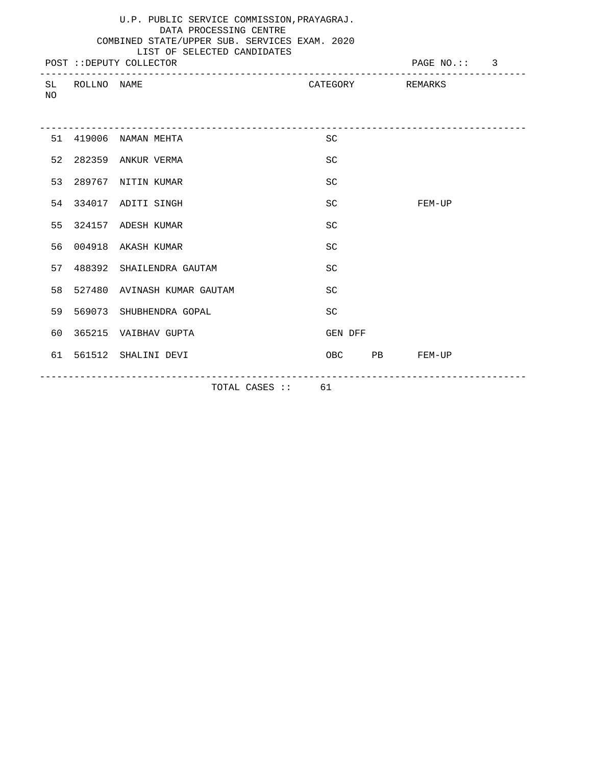U.P. PUBLIC SERVICE COMMISSION,PRAYAGRAJ.
DATA PROCESSING CENTRE
COMBINED STATE/UPPER SUB. SERVICES EXAM. 2020
LIST OF SELECTED CANDIDATES

POST ::DEPUTY COLLECTOR

PAGE NO.:: 3

| SL NO | ROLLNO | NAME | CATEGORY | | REMARKS |
|---|---|---|---|---|---|
| 51 | 419006 | NAMAN MEHTA | SC | | |
| 52 | 282359 | ANKUR VERMA | SC | | |
| 53 | 289767 | NITIN KUMAR | SC | | |
| 54 | 334017 | ADITI SINGH | SC | | FEM-UP |
| 55 | 324157 | ADESH KUMAR | SC | | |
| 56 | 004918 | AKASH KUMAR | SC | | |
| 57 | 488392 | SHAILENDRA GAUTAM | SC | | |
| 58 | 527480 | AVINASH KUMAR GAUTAM | SC | | |
| 59 | 569073 | SHUBHENDRA GOPAL | SC | | |
| 60 | 365215 | VAIBHAV GUPTA | GEN DFF | | |
| 61 | 561512 | SHALINI DEVI | OBC | PB | FEM-UP |

TOTAL CASES :: 61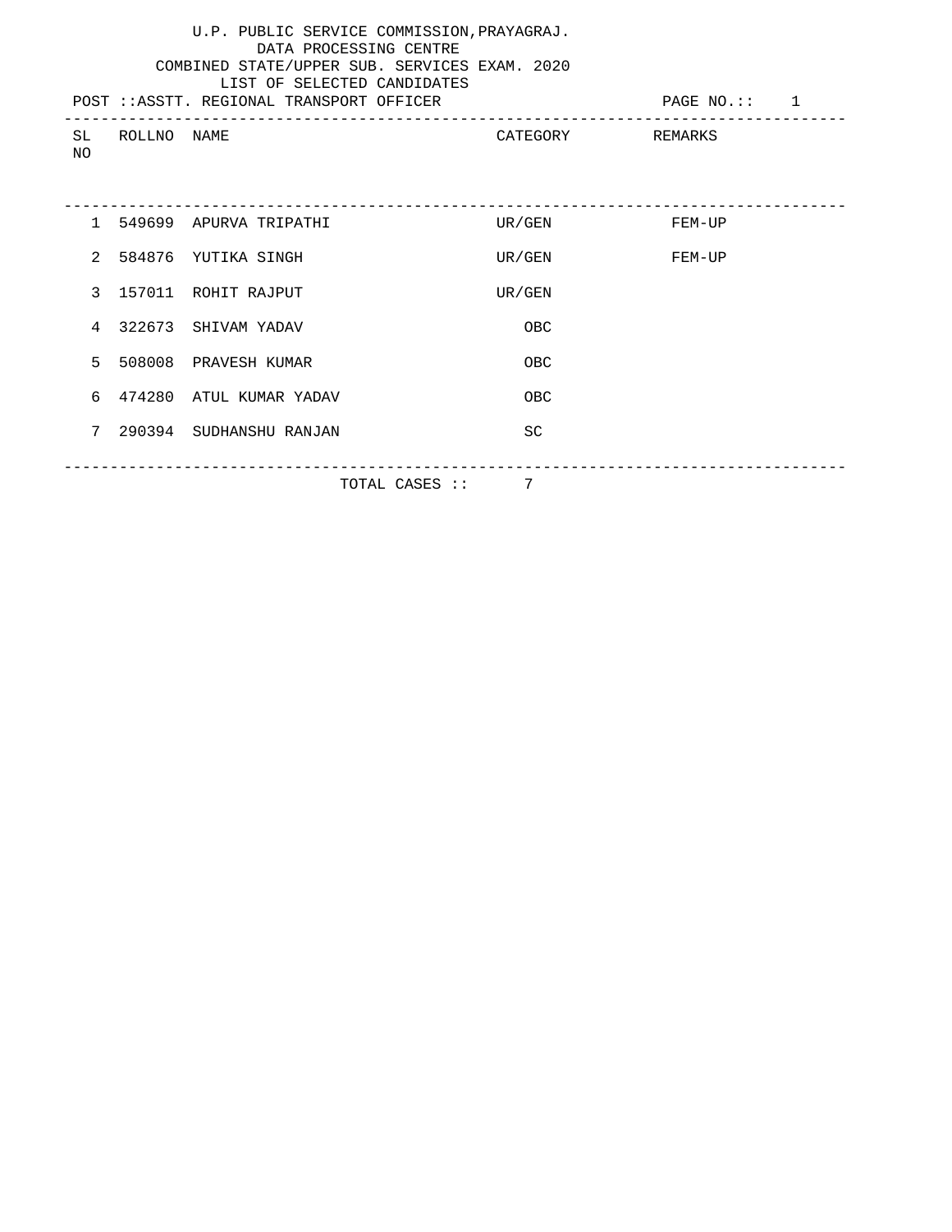U.P. PUBLIC SERVICE COMMISSION,PRAYAGRAJ.
DATA PROCESSING CENTRE
COMBINED STATE/UPPER SUB. SERVICES EXAM. 2020
LIST OF SELECTED CANDIDATES

POST ::ASSTT. REGIONAL TRANSPORT OFFICER

| SL NO | ROLLNO | NAME | CATEGORY | REMARKS |
|---|---|---|---|---|
| 1 | 549699 | APURVA TRIPATHI | UR/GEN | FEM-UP |
| 2 | 584876 | YUTIKA SINGH | UR/GEN | FEM-UP |
| 3 | 157011 | ROHIT RAJPUT | UR/GEN | |
| 4 | 322673 | SHIVAM YADAV | OBC | |
| 5 | 508008 | PRAVESH KUMAR | OBC | |
| 6 | 474280 | ATUL KUMAR YADAV | OBC | |
| 7 | 290394 | SUDHANSHU RANJAN | SC | |

TOTAL CASES :: 7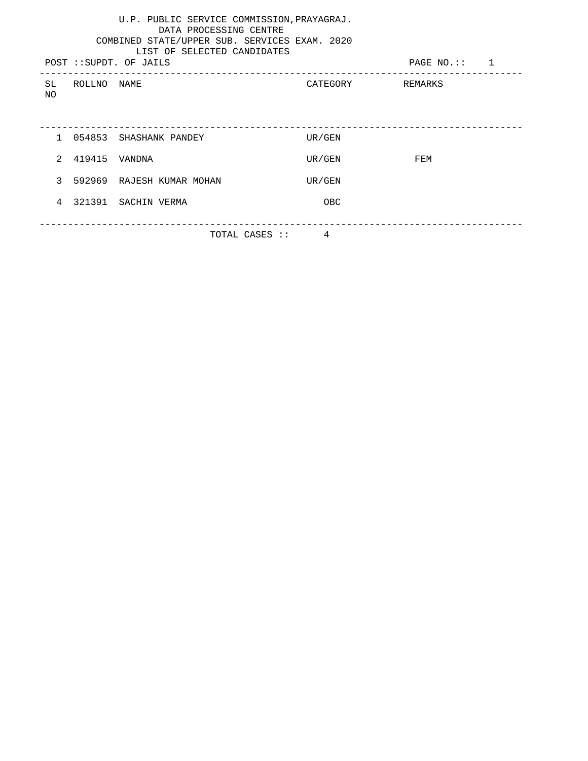U.P. PUBLIC SERVICE COMMISSION,PRAYAGRAJ.
DATA PROCESSING CENTRE
COMBINED STATE/UPPER SUB. SERVICES EXAM. 2020
LIST OF SELECTED CANDIDATES

POST ::SUPDT. OF JAILS

PAGE NO.:: 1

| SL NO | ROLLNO | NAME | CATEGORY | REMARKS |
|---|---|---|---|---|
| 1 | 054853 | SHASHANK PANDEY | UR/GEN | |
| 2 | 419415 | VANDNA | UR/GEN | FEM |
| 3 | 592969 | RAJESH KUMAR MOHAN | UR/GEN | |
| 4 | 321391 | SACHIN VERMA | OBC | |

TOTAL CASES :: 4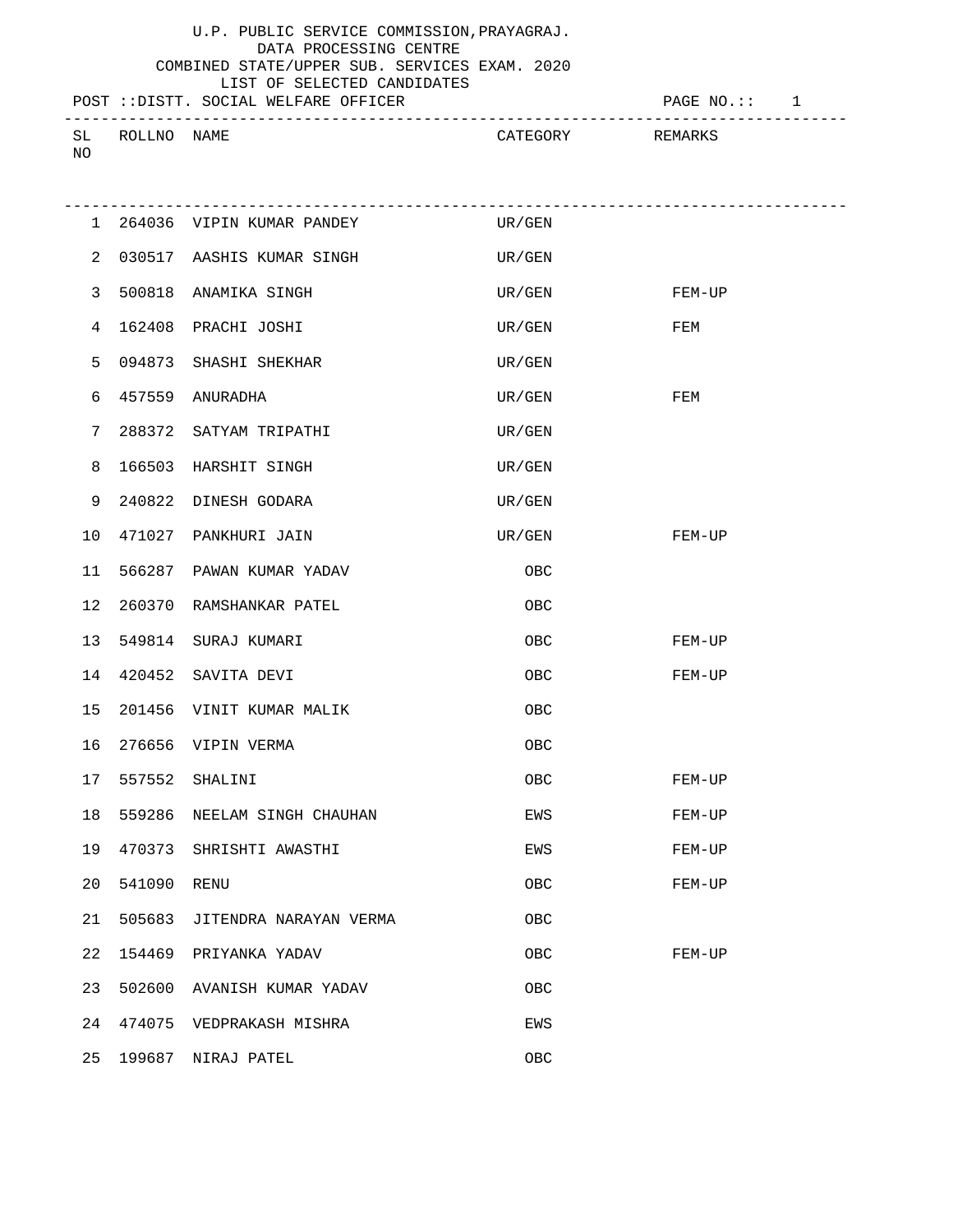U.P. PUBLIC SERVICE COMMISSION,PRAYAGRAJ.
DATA PROCESSING CENTRE
COMBINED STATE/UPPER SUB. SERVICES EXAM. 2020
LIST OF SELECTED CANDIDATES

POST ::DISTT. SOCIAL WELFARE OFFICER

| SL NO | ROLLNO | NAME | CATEGORY | REMARKS |
|---|---|---|---|---|
| 1 | 264036 | VIPIN KUMAR PANDEY | UR/GEN | |
| 2 | 030517 | AASHIS KUMAR SINGH | UR/GEN | |
| 3 | 500818 | ANAMIKA SINGH | UR/GEN | FEM-UP |
| 4 | 162408 | PRACHI JOSHI | UR/GEN | FEM |
| 5 | 094873 | SHASHI SHEKHAR | UR/GEN | |
| 6 | 457559 | ANURADHA | UR/GEN | FEM |
| 7 | 288372 | SATYAM TRIPATHI | UR/GEN | |
| 8 | 166503 | HARSHIT SINGH | UR/GEN | |
| 9 | 240822 | DINESH GODARA | UR/GEN | |
| 10 | 471027 | PANKHURI JAIN | UR/GEN | FEM-UP |
| 11 | 566287 | PAWAN KUMAR YADAV | OBC | |
| 12 | 260370 | RAMSHANKAR PATEL | OBC | |
| 13 | 549814 | SURAJ KUMARI | OBC | FEM-UP |
| 14 | 420452 | SAVITA DEVI | OBC | FEM-UP |
| 15 | 201456 | VINIT KUMAR MALIK | OBC | |
| 16 | 276656 | VIPIN VERMA | OBC | |
| 17 | 557552 | SHALINI | OBC | FEM-UP |
| 18 | 559286 | NEELAM SINGH CHAUHAN | EWS | FEM-UP |
| 19 | 470373 | SHRISHTI AWASTHI | EWS | FEM-UP |
| 20 | 541090 | RENU | OBC | FEM-UP |
| 21 | 505683 | JITENDRA NARAYAN VERMA | OBC | |
| 22 | 154469 | PRIYANKA YADAV | OBC | FEM-UP |
| 23 | 502600 | AVANISH KUMAR YADAV | OBC | |
| 24 | 474075 | VEDPRAKASH MISHRA | EWS | |
| 25 | 199687 | NIRAJ PATEL | OBC | |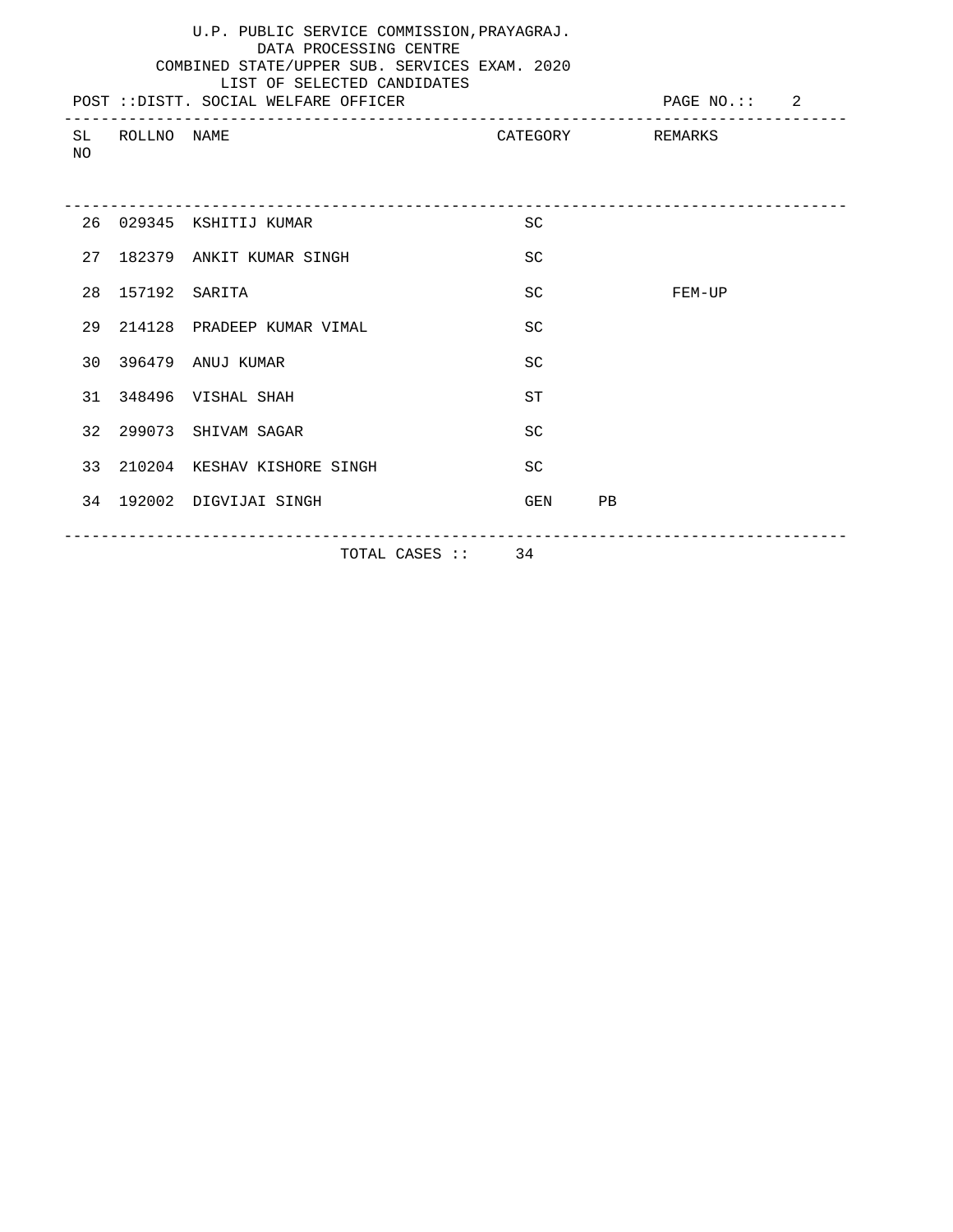U.P. PUBLIC SERVICE COMMISSION,PRAYAGRAJ.
DATA PROCESSING CENTRE
COMBINED STATE/UPPER SUB. SERVICES EXAM. 2020
LIST OF SELECTED CANDIDATES

POST ::DISTT. SOCIAL WELFARE OFFICER

| SL NO | ROLLNO | NAME | CATEGORY | REMARKS |
|---|---|---|---|---|
| 26 | 029345 | KSHITIJ KUMAR | SC | |
| 27 | 182379 | ANKIT KUMAR SINGH | SC | |
| 28 | 157192 | SARITA | SC | FEM-UP |
| 29 | 214128 | PRADEEP KUMAR VIMAL | SC | |
| 30 | 396479 | ANUJ KUMAR | SC | |
| 31 | 348496 | VISHAL SHAH | ST | |
| 32 | 299073 | SHIVAM SAGAR | SC | |
| 33 | 210204 | KESHAV KISHORE SINGH | SC | |
| 34 | 192002 | DIGVIJAI SINGH | GEN | PB |

TOTAL CASES :: 34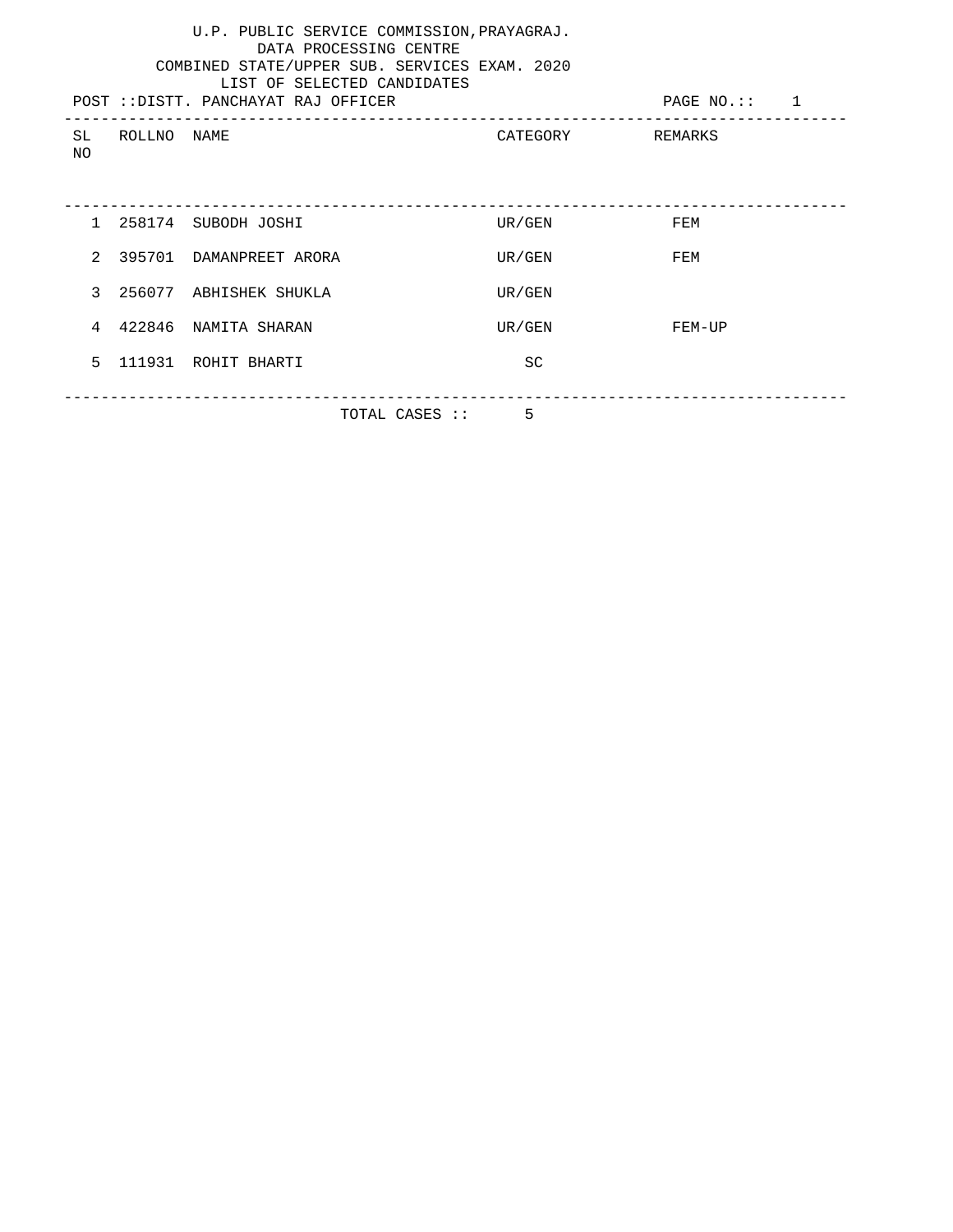U.P. PUBLIC SERVICE COMMISSION,PRAYAGRAJ.
DATA PROCESSING CENTRE
COMBINED STATE/UPPER SUB. SERVICES EXAM. 2020
LIST OF SELECTED CANDIDATES

POST ::DISTT. PANCHAYAT RAJ OFFICER

| SL NO | ROLLNO | NAME | CATEGORY | REMARKS |
|---|---|---|---|---|
| 1 | 258174 | SUBODH JOSHI | UR/GEN | FEM |
| 2 | 395701 | DAMANPREET ARORA | UR/GEN | FEM |
| 3 | 256077 | ABHISHEK SHUKLA | UR/GEN | |
| 4 | 422846 | NAMITA SHARAN | UR/GEN | FEM-UP |
| 5 | 111931 | ROHIT BHARTI | SC | |

TOTAL CASES :: 5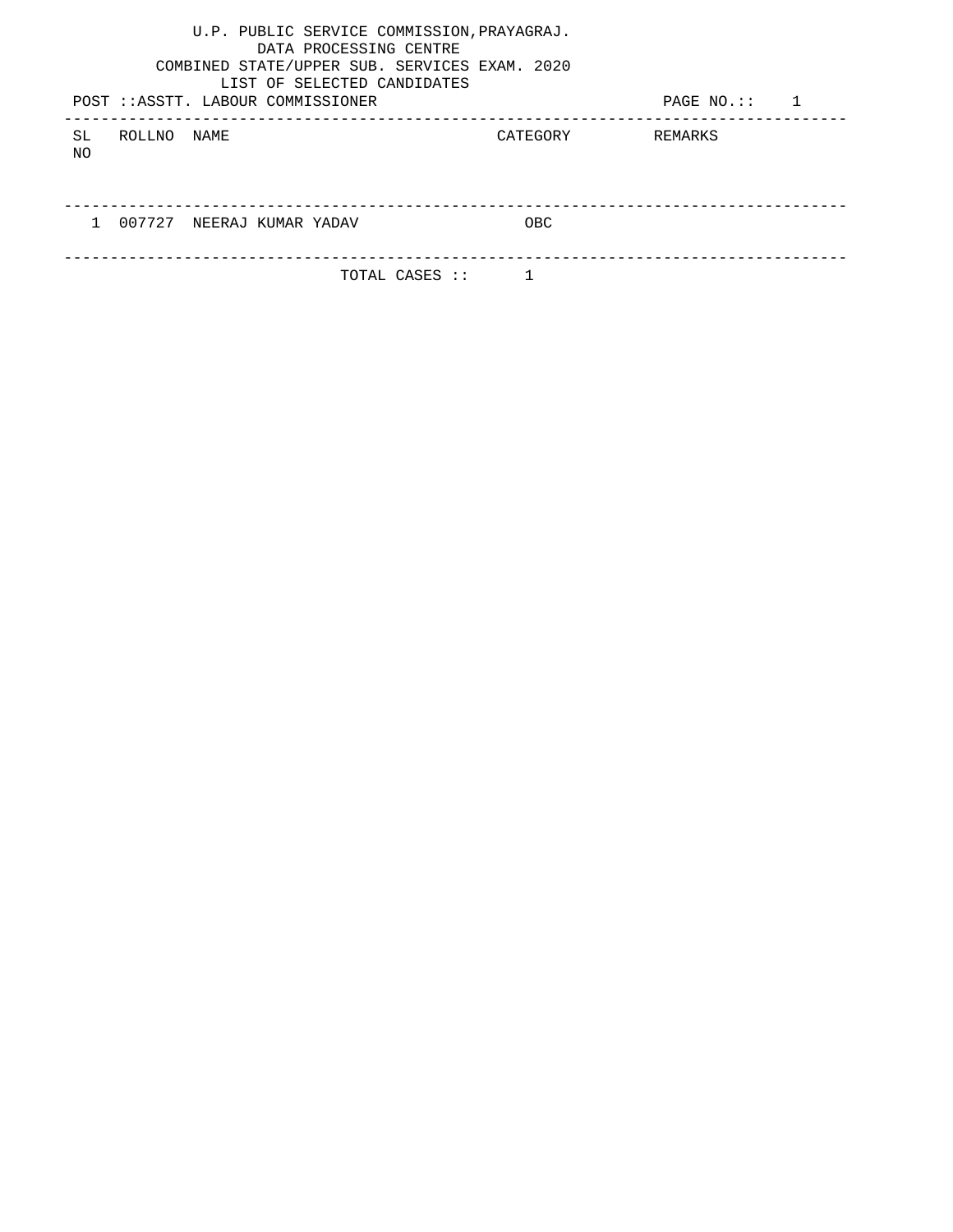U.P. PUBLIC SERVICE COMMISSION,PRAYAGRAJ.
DATA PROCESSING CENTRE
COMBINED STATE/UPPER SUB. SERVICES EXAM. 2020
LIST OF SELECTED CANDIDATES

POST ::ASSTT. LABOUR COMMISSIONER

PAGE NO.:: 1

| SL NO | ROLLNO | NAME | CATEGORY | REMARKS |
| --- | --- | --- | --- | --- |
| 1 | 007727 | NEERAJ KUMAR YADAV | OBC | |

TOTAL CASES :: 1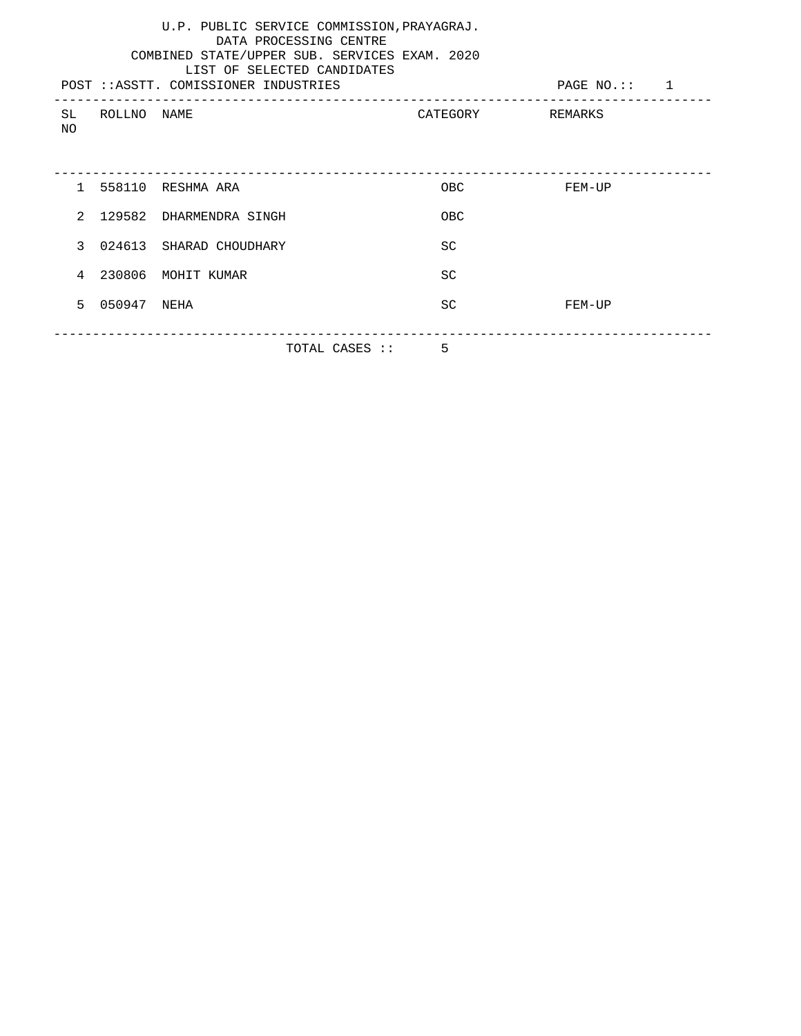U.P. PUBLIC SERVICE COMMISSION,PRAYAGRAJ.
DATA PROCESSING CENTRE
COMBINED STATE/UPPER SUB. SERVICES EXAM. 2020
LIST OF SELECTED CANDIDATES

POST ::ASSTT. COMISSIONER INDUSTRIES

| SL NO | ROLLNO | NAME | CATEGORY | REMARKS |
|---|---|---|---|---|
| 1 | 558110 | RESHMA ARA | OBC | FEM-UP |
| 2 | 129582 | DHARMENDRA SINGH | OBC | |
| 3 | 024613 | SHARAD CHOUDHARY | SC | |
| 4 | 230806 | MOHIT KUMAR | SC | |
| 5 | 050947 | NEHA | SC | FEM-UP |

TOTAL CASES :: 5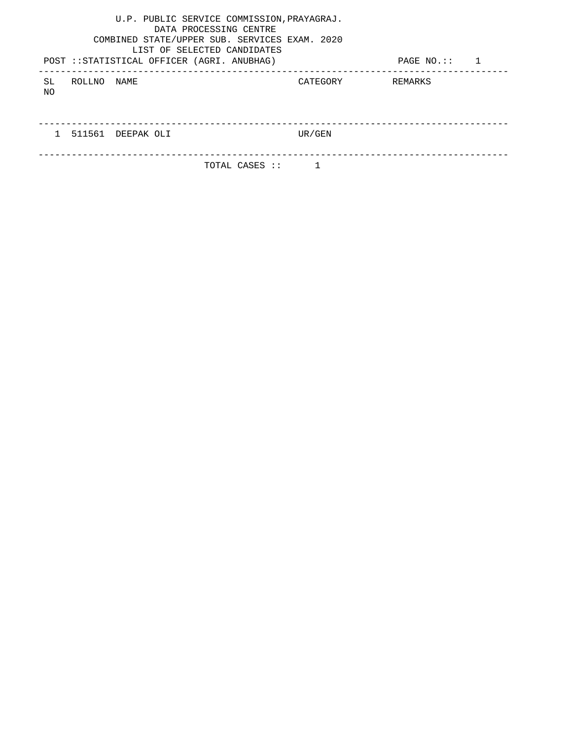U.P. PUBLIC SERVICE COMMISSION,PRAYAGRAJ.
DATA PROCESSING CENTRE
COMBINED STATE/UPPER SUB. SERVICES EXAM. 2020
LIST OF SELECTED CANDIDATES

POST ::STATISTICAL OFFICER (AGRI. ANUBHAG) PAGE NO.:: 1

| SL NO | ROLLNO | NAME | CATEGORY | REMARKS |
|---|---|---|---|---|
| 1 | 511561 | DEEPAK OLI | UR/GEN | |

TOTAL CASES :: 1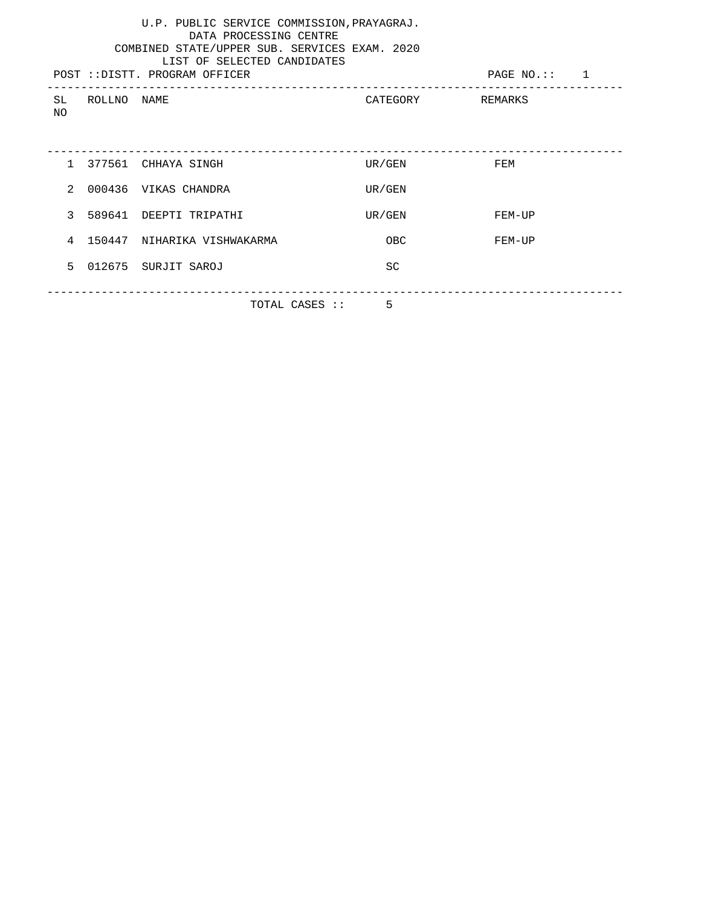U.P. PUBLIC SERVICE COMMISSION,PRAYAGRAJ.
DATA PROCESSING CENTRE
COMBINED STATE/UPPER SUB. SERVICES EXAM. 2020
LIST OF SELECTED CANDIDATES

POST ::DISTT. PROGRAM OFFICER

| SL NO | ROLLNO | NAME | CATEGORY | REMARKS |
|---|---|---|---|---|
| 1 | 377561 | CHHAYA SINGH | UR/GEN | FEM |
| 2 | 000436 | VIKAS CHANDRA | UR/GEN | |
| 3 | 589641 | DEEPTI TRIPATHI | UR/GEN | FEM-UP |
| 4 | 150447 | NIHARIKA VISHWAKARMA | OBC | FEM-UP |
| 5 | 012675 | SURJIT SAROJ | SC | |

TOTAL CASES :: 5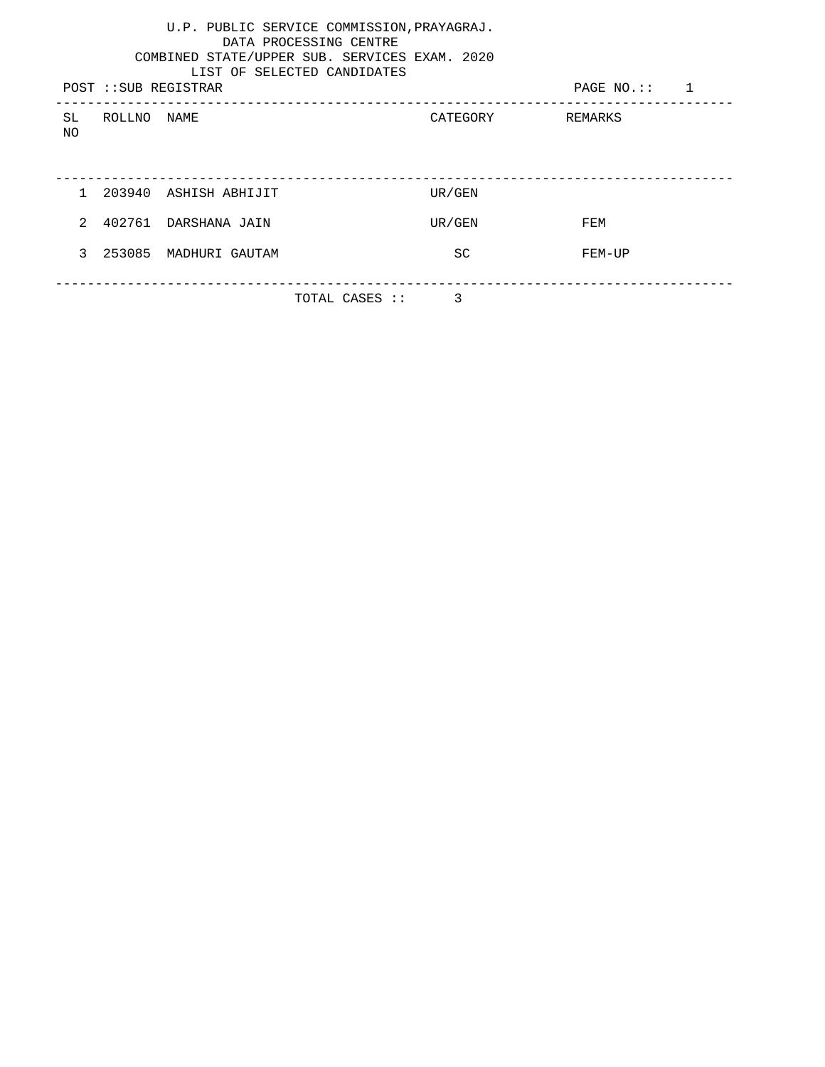U.P. PUBLIC SERVICE COMMISSION,PRAYAGRAJ.
DATA PROCESSING CENTRE
COMBINED STATE/UPPER SUB. SERVICES EXAM. 2020
LIST OF SELECTED CANDIDATES

POST ::SUB REGISTRAR

| SL NO | ROLLNO | NAME | CATEGORY | REMARKS |
|---|---|---|---|---|
| 1 | 203940 | ASHISH ABHIJIT | UR/GEN | |
| 2 | 402761 | DARSHANA JAIN | UR/GEN | FEM |
| 3 | 253085 | MADHURI GAUTAM | SC | FEM-UP |

TOTAL CASES :: 3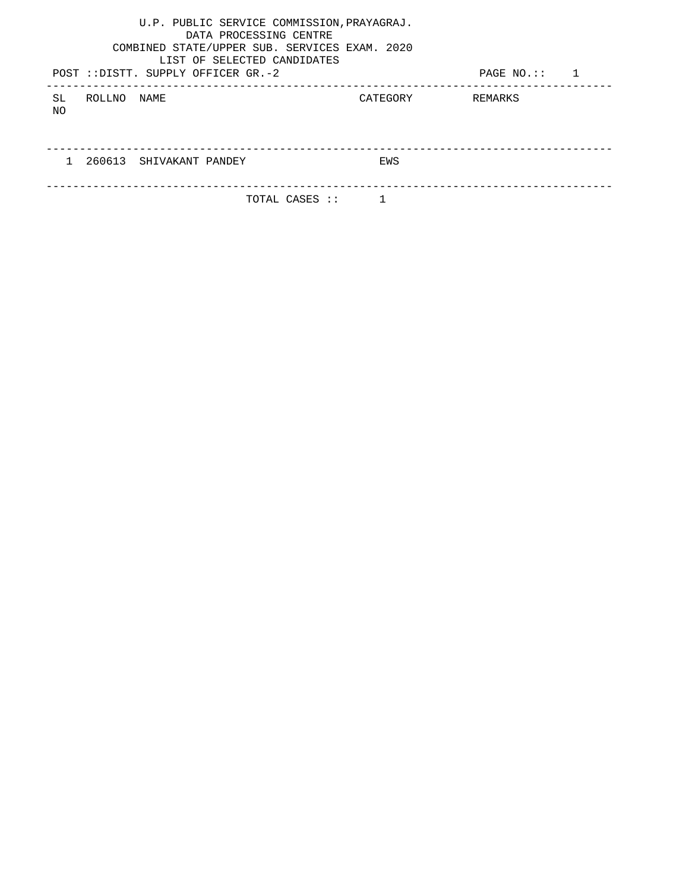U.P. PUBLIC SERVICE COMMISSION,PRAYAGRAJ.

DATA PROCESSING CENTRE

COMBINED STATE/UPPER SUB. SERVICES EXAM. 2020

LIST OF SELECTED CANDIDATES

POST ::DISTT. SUPPLY OFFICER GR.-2

| SL NO | ROLLNO | NAME | CATEGORY | REMARKS |
| --- | --- | --- | --- | --- |
| 1 | 260613 | SHIVAKANT PANDEY | EWS | |

TOTAL CASES :: 1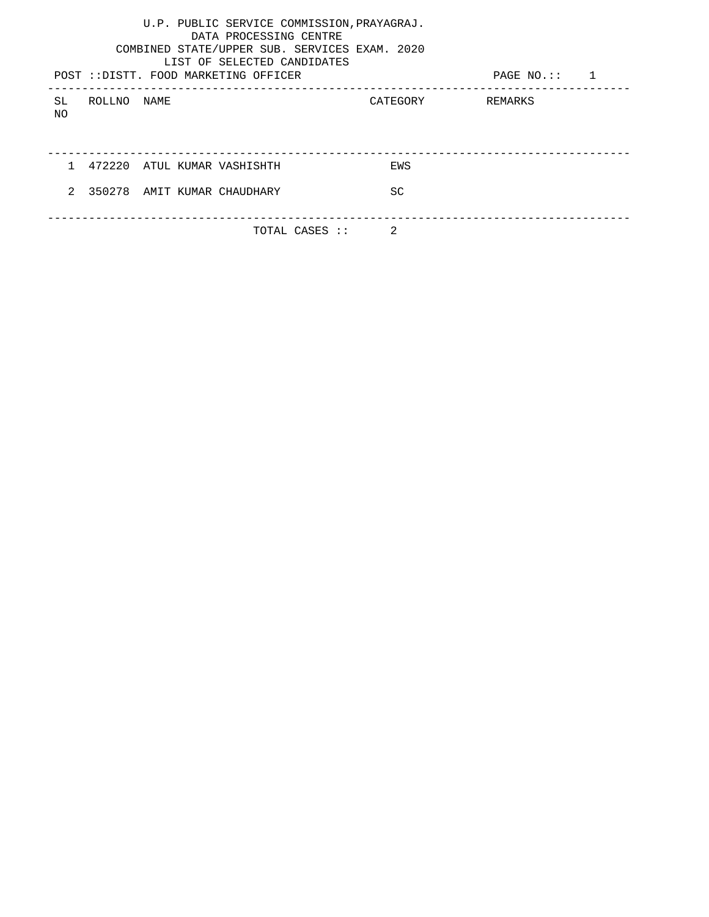U.P. PUBLIC SERVICE COMMISSION,PRAYAGRAJ.

DATA PROCESSING CENTRE

COMBINED STATE/UPPER SUB. SERVICES EXAM. 2020

LIST OF SELECTED CANDIDATES

POST ::DISTT. FOOD MARKETING OFFICER

PAGE NO.:: 1

| SL NO | ROLLNO | NAME | CATEGORY | REMARKS |
| --- | --- | --- | --- | --- |
| 1 | 472220 | ATUL KUMAR VASHISHTH | EWS | |
| 2 | 350278 | AMIT KUMAR CHAUDHARY | SC | |

TOTAL CASES :: 2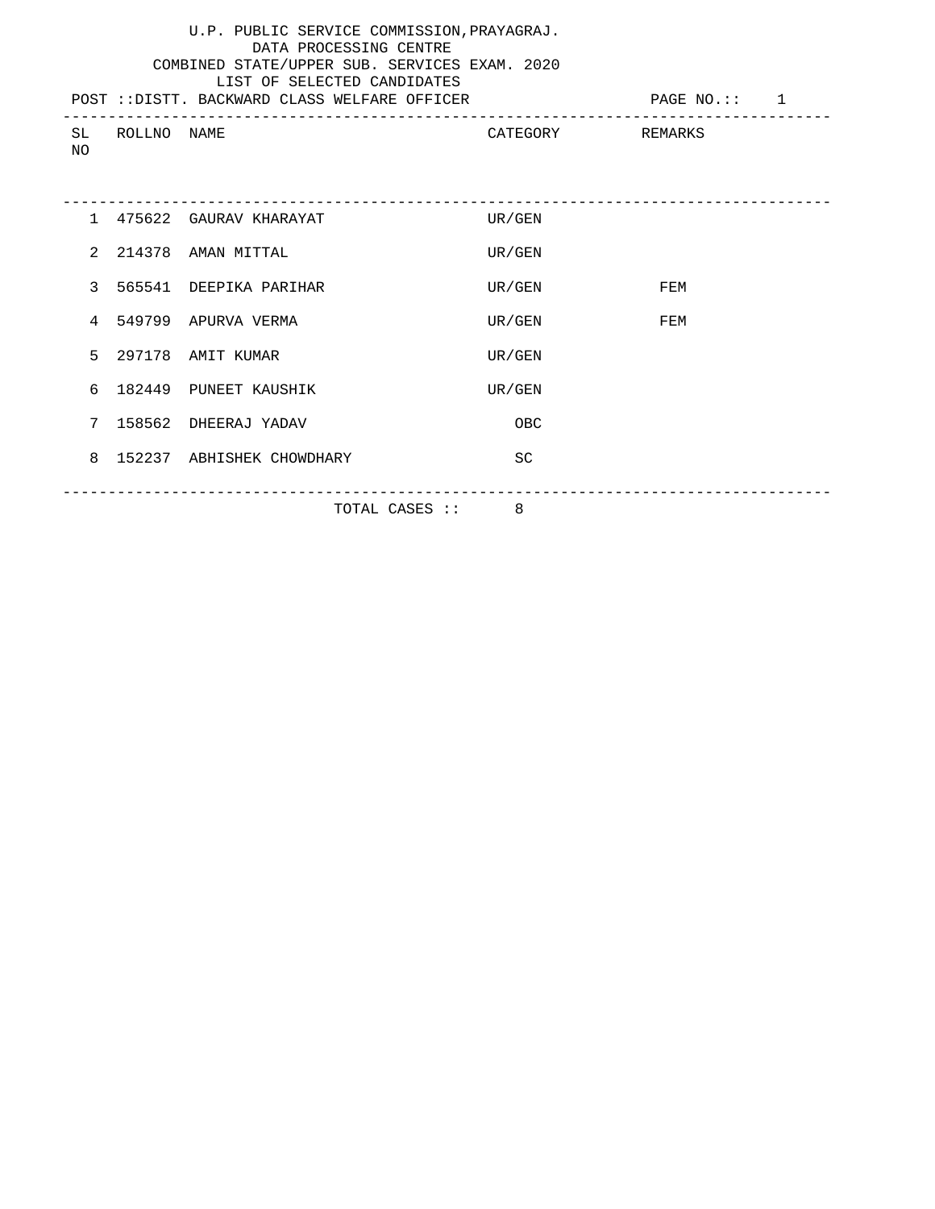U.P. PUBLIC SERVICE COMMISSION,PRAYAGRAJ.
DATA PROCESSING CENTRE
COMBINED STATE/UPPER SUB. SERVICES EXAM. 2020
LIST OF SELECTED CANDIDATES

POST ::DISTT. BACKWARD CLASS WELFARE OFFICER

| SL NO | ROLLNO | NAME | CATEGORY | REMARKS |
|---|---|---|---|---|
| 1 | 475622 | GAURAV KHARAYAT | UR/GEN | |
| 2 | 214378 | AMAN MITTAL | UR/GEN | |
| 3 | 565541 | DEEPIKA PARIHAR | UR/GEN | FEM |
| 4 | 549799 | APURVA VERMA | UR/GEN | FEM |
| 5 | 297178 | AMIT KUMAR | UR/GEN | |
| 6 | 182449 | PUNEET KAUSHIK | UR/GEN | |
| 7 | 158562 | DHEERAJ YADAV | OBC | |
| 8 | 152237 | ABHISHEK CHOWDHARY | SC | |

TOTAL CASES :: 8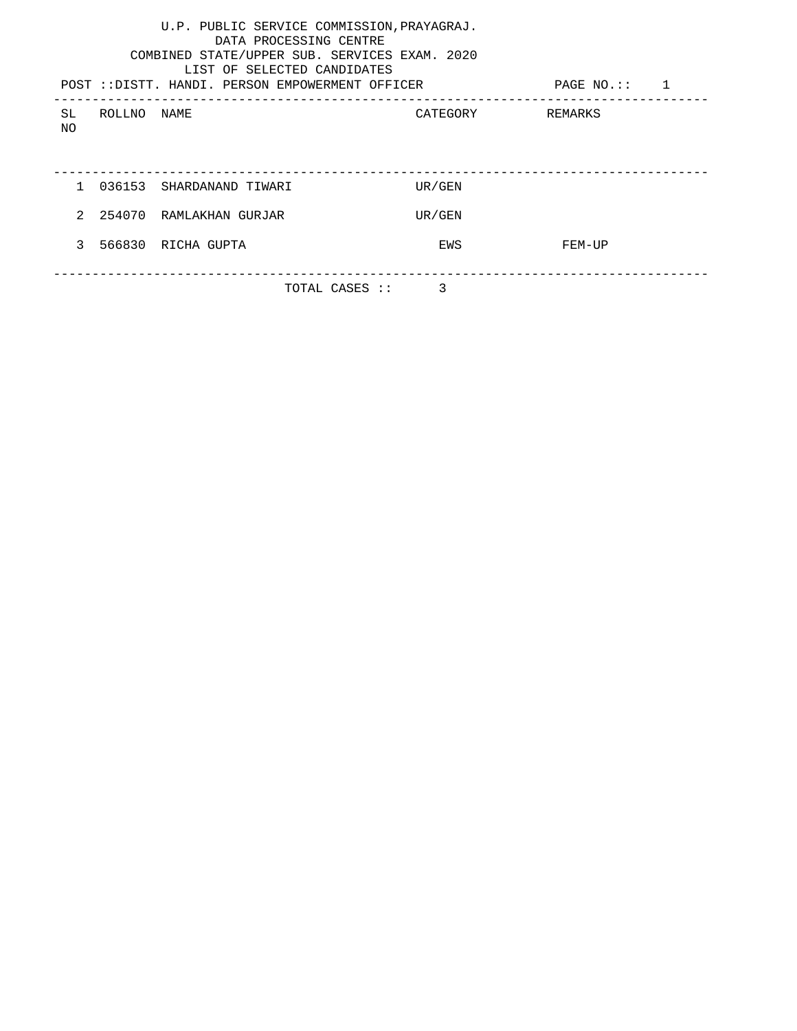U.P. PUBLIC SERVICE COMMISSION,PRAYAGRAJ.
DATA PROCESSING CENTRE
COMBINED STATE/UPPER SUB. SERVICES EXAM. 2020
LIST OF SELECTED CANDIDATES

POST ::DISTT. HANDI. PERSON EMPOWERMENT OFFICER

| SL NO | ROLLNO | NAME | CATEGORY | REMARKS |
|---|---|---|---|---|
| 1 | 036153 | SHARDANAND TIWARI | UR/GEN | |
| 2 | 254070 | RAMLAKHAN GURJAR | UR/GEN | |
| 3 | 566830 | RICHA GUPTA | EWS | FEM-UP |

TOTAL CASES :: 3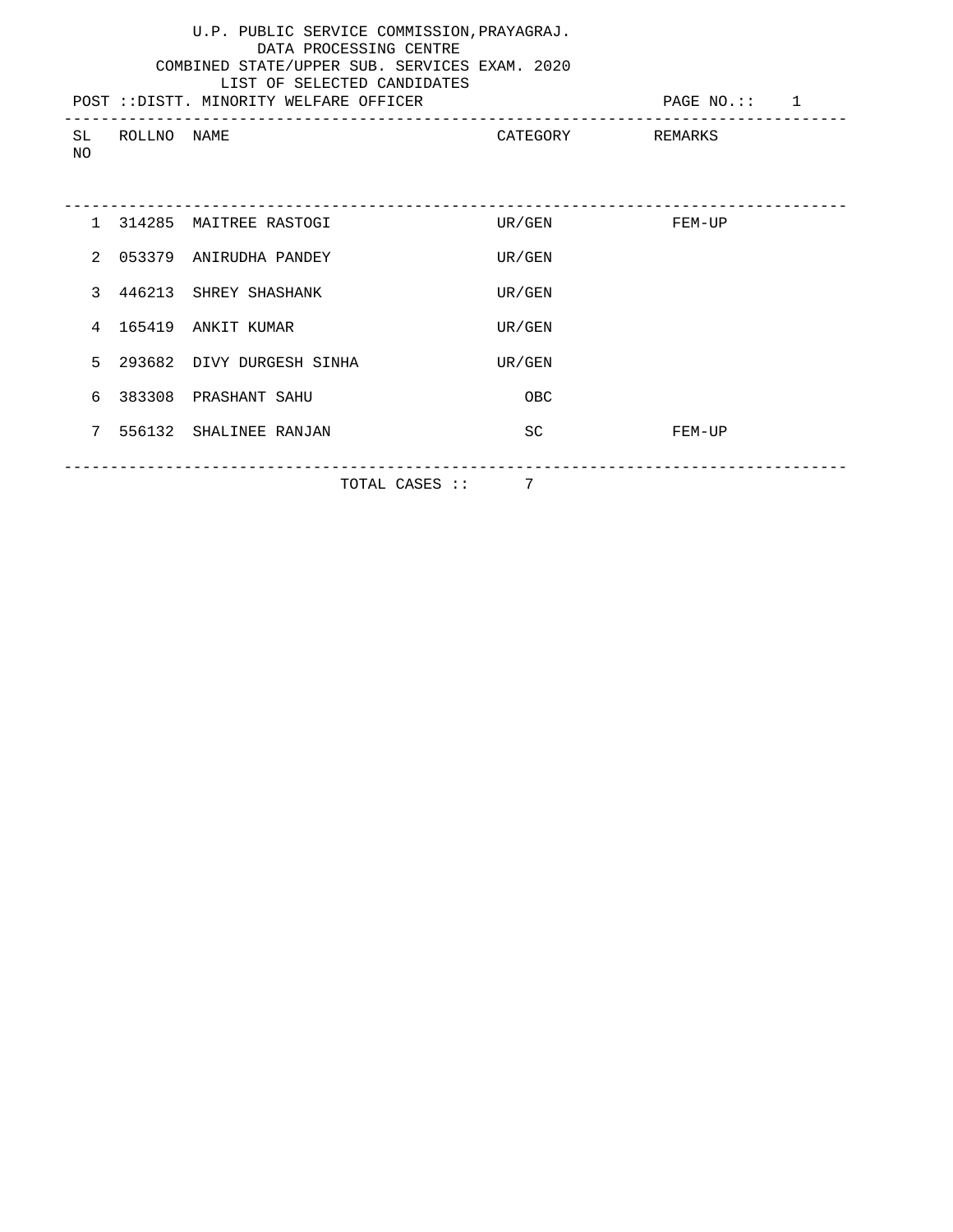U.P. PUBLIC SERVICE COMMISSION,PRAYAGRAJ.
DATA PROCESSING CENTRE
COMBINED STATE/UPPER SUB. SERVICES EXAM. 2020
LIST OF SELECTED CANDIDATES

POST ::DISTT. MINORITY WELFARE OFFICER

| SL NO | ROLLNO | NAME | CATEGORY | REMARKS |
|---|---|---|---|---|
| 1 | 314285 | MAITREE RASTOGI | UR/GEN | FEM-UP |
| 2 | 053379 | ANIRUDHA PANDEY | UR/GEN | |
| 3 | 446213 | SHREY SHASHANK | UR/GEN | |
| 4 | 165419 | ANKIT KUMAR | UR/GEN | |
| 5 | 293682 | DIVY DURGESH SINHA | UR/GEN | |
| 6 | 383308 | PRASHANT SAHU | OBC | |
| 7 | 556132 | SHALINEE RANJAN | SC | FEM-UP |

TOTAL CASES :: 7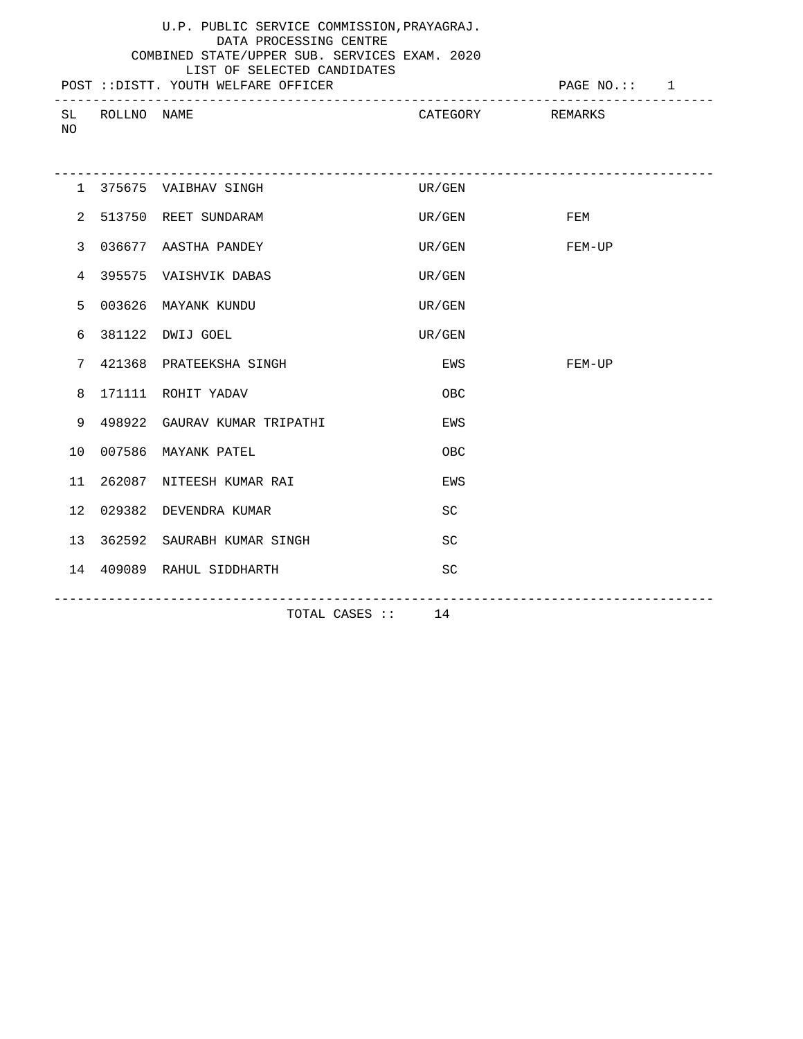U.P. PUBLIC SERVICE COMMISSION,PRAYAGRAJ.
DATA PROCESSING CENTRE
COMBINED STATE/UPPER SUB. SERVICES EXAM. 2020
LIST OF SELECTED CANDIDATES

POST ::DISTT. YOUTH WELFARE OFFICER

| SL NO | ROLLNO | NAME | CATEGORY | REMARKS |
|---|---|---|---|---|
| 1 | 375675 | VAIBHAV SINGH | UR/GEN | |
| 2 | 513750 | REET SUNDARAM | UR/GEN | FEM |
| 3 | 036677 | AASTHA PANDEY | UR/GEN | FEM-UP |
| 4 | 395575 | VAISHVIK DABAS | UR/GEN | |
| 5 | 003626 | MAYANK KUNDU | UR/GEN | |
| 6 | 381122 | DWIJ GOEL | UR/GEN | |
| 7 | 421368 | PRATEEKSHA SINGH | EWS | FEM-UP |
| 8 | 171111 | ROHIT YADAV | OBC | |
| 9 | 498922 | GAURAV KUMAR TRIPATHI | EWS | |
| 10 | 007586 | MAYANK PATEL | OBC | |
| 11 | 262087 | NITEESH KUMAR RAI | EWS | |
| 12 | 029382 | DEVENDRA KUMAR | SC | |
| 13 | 362592 | SAURABH KUMAR SINGH | SC | |
| 14 | 409089 | RAHUL SIDDHARTH | SC | |

TOTAL CASES :: 14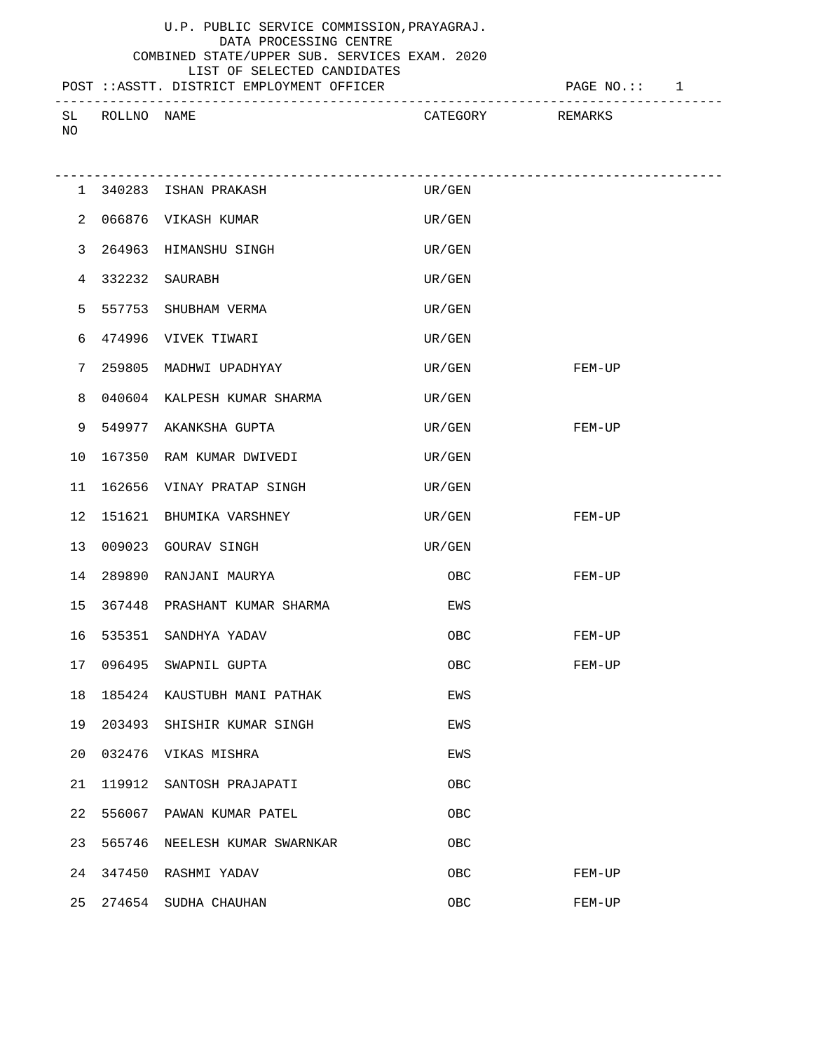U.P. PUBLIC SERVICE COMMISSION,PRAYAGRAJ.
DATA PROCESSING CENTRE
COMBINED STATE/UPPER SUB. SERVICES EXAM. 2020
LIST OF SELECTED CANDIDATES

POST ::ASSTT. DISTRICT EMPLOYMENT OFFICER

| SL NO | ROLLNO | NAME | CATEGORY | REMARKS |
|---|---|---|---|---|
| 1 | 340283 | ISHAN PRAKASH | UR/GEN | |
| 2 | 066876 | VIKASH KUMAR | UR/GEN | |
| 3 | 264963 | HIMANSHU SINGH | UR/GEN | |
| 4 | 332232 | SAURABH | UR/GEN | |
| 5 | 557753 | SHUBHAM VERMA | UR/GEN | |
| 6 | 474996 | VIVEK TIWARI | UR/GEN | |
| 7 | 259805 | MADHWI UPADHYAY | UR/GEN | FEM-UP |
| 8 | 040604 | KALPESH KUMAR SHARMA | UR/GEN | |
| 9 | 549977 | AKANKSHA GUPTA | UR/GEN | FEM-UP |
| 10 | 167350 | RAM KUMAR DWIVEDI | UR/GEN | |
| 11 | 162656 | VINAY PRATAP SINGH | UR/GEN | |
| 12 | 151621 | BHUMIKA VARSHNEY | UR/GEN | FEM-UP |
| 13 | 009023 | GOURAV SINGH | UR/GEN | |
| 14 | 289890 | RANJANI MAURYA | OBC | FEM-UP |
| 15 | 367448 | PRASHANT KUMAR SHARMA | EWS | |
| 16 | 535351 | SANDHYA YADAV | OBC | FEM-UP |
| 17 | 096495 | SWAPNIL GUPTA | OBC | FEM-UP |
| 18 | 185424 | KAUSTUBH MANI PATHAK | EWS | |
| 19 | 203493 | SHISHIR KUMAR SINGH | EWS | |
| 20 | 032476 | VIKAS MISHRA | EWS | |
| 21 | 119912 | SANTOSH PRAJAPATI | OBC | |
| 22 | 556067 | PAWAN KUMAR PATEL | OBC | |
| 23 | 565746 | NEELESH KUMAR SWARNKAR | OBC | |
| 24 | 347450 | RASHMI YADAV | OBC | FEM-UP |
| 25 | 274654 | SUDHA CHAUHAN | OBC | FEM-UP |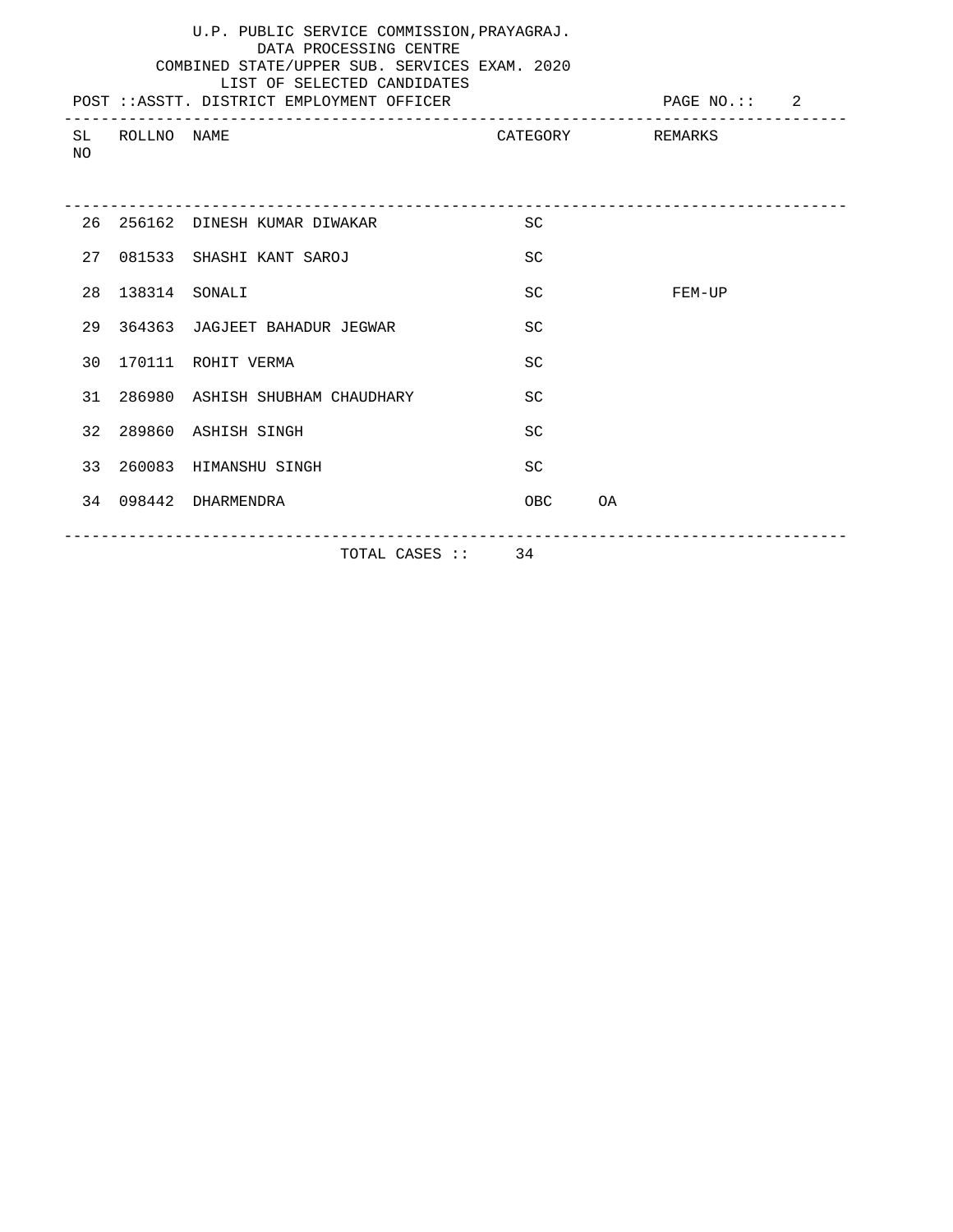U.P. PUBLIC SERVICE COMMISSION,PRAYAGRAJ.
DATA PROCESSING CENTRE
COMBINED STATE/UPPER SUB. SERVICES EXAM. 2020
LIST OF SELECTED CANDIDATES

POST ::ASSTT. DISTRICT EMPLOYMENT OFFICER

| SL NO | ROLLNO | NAME | CATEGORY | REMARKS |
|---|---|---|---|---|
| 26 | 256162 | DINESH KUMAR DIWAKAR | SC | |
| 27 | 081533 | SHASHI KANT SAROJ | SC | |
| 28 | 138314 | SONALI | SC | FEM-UP |
| 29 | 364363 | JAGJEET BAHADUR JEGWAR | SC | |
| 30 | 170111 | ROHIT VERMA | SC | |
| 31 | 286980 | ASHISH SHUBHAM CHAUDHARY | SC | |
| 32 | 289860 | ASHISH SINGH | SC | |
| 33 | 260083 | HIMANSHU SINGH | SC | |
| 34 | 098442 | DHARMENDRA | OBC OA | |

TOTAL CASES :: 34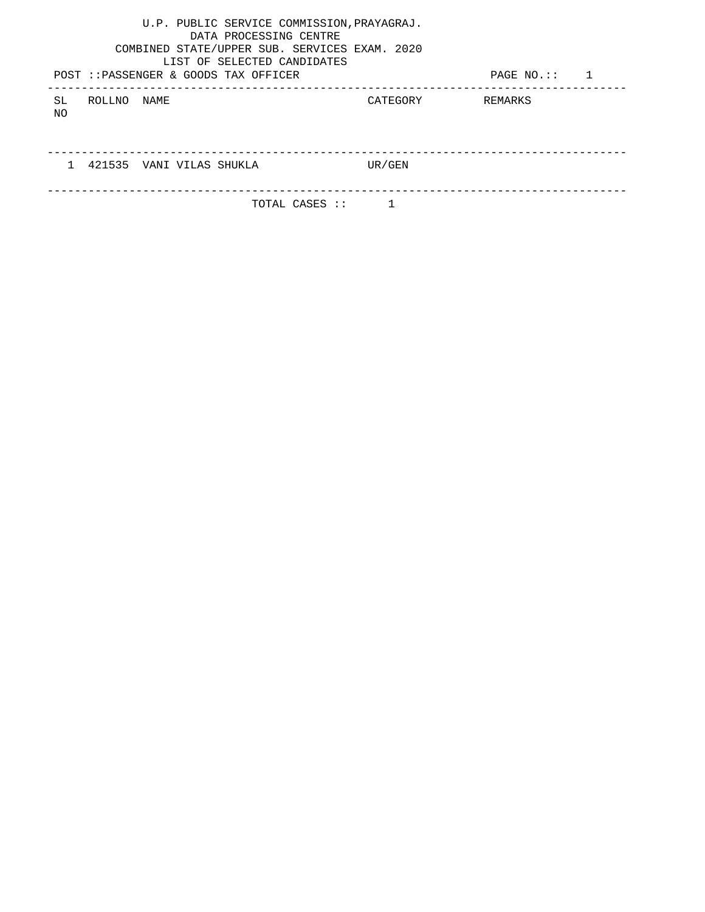U.P. PUBLIC SERVICE COMMISSION,PRAYAGRAJ.
DATA PROCESSING CENTRE
COMBINED STATE/UPPER SUB. SERVICES EXAM. 2020
LIST OF SELECTED CANDIDATES

POST ::PASSENGER & GOODS TAX OFFICER

PAGE NO.:: 1

| SL NO | ROLLNO | NAME | CATEGORY | REMARKS |
|---|---|---|---|---|
| 1 | 421535 | VANI VILAS SHUKLA | UR/GEN | |

TOTAL CASES :: 1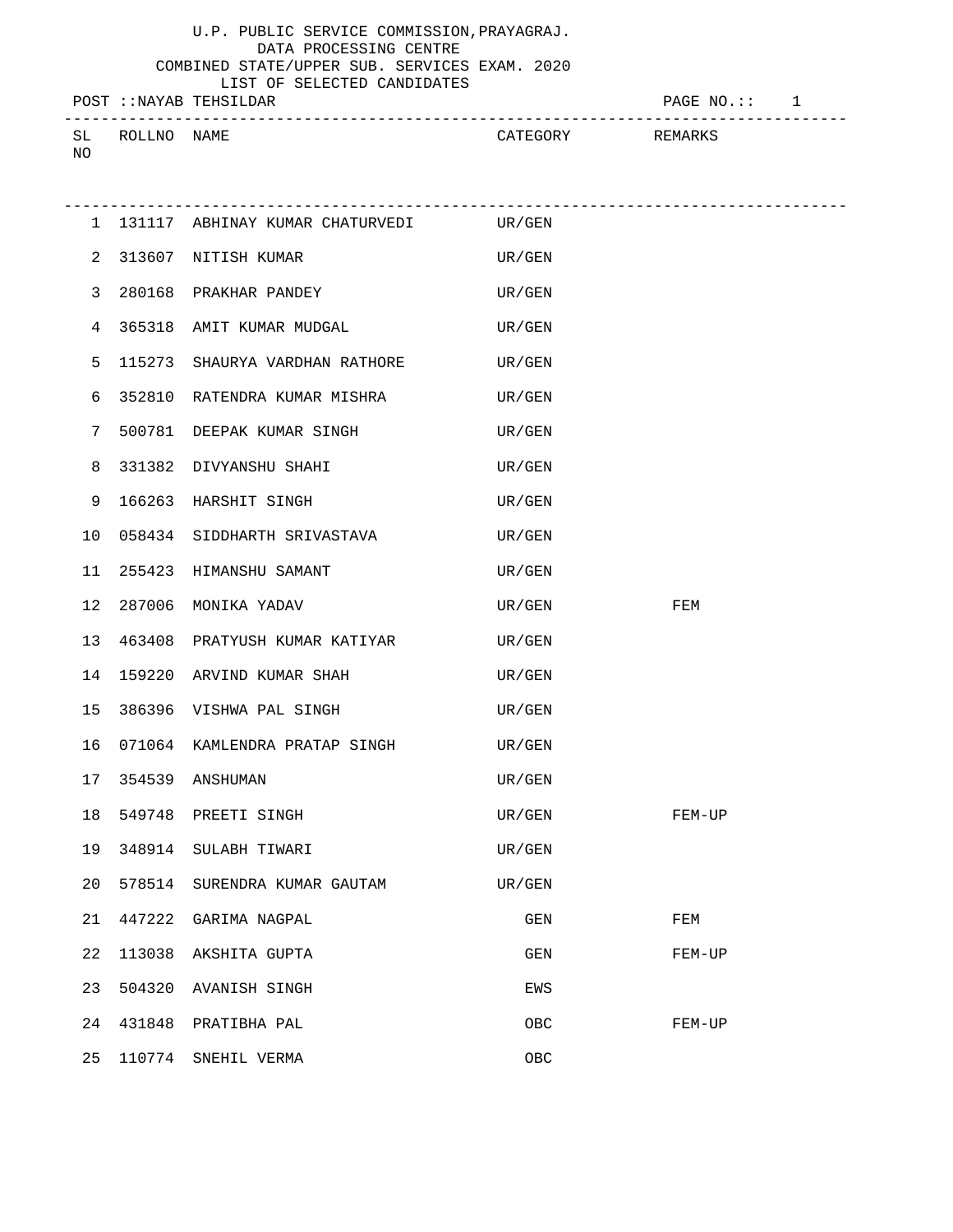U.P. PUBLIC SERVICE COMMISSION,PRAYAGRAJ.
DATA PROCESSING CENTRE
COMBINED STATE/UPPER SUB. SERVICES EXAM. 2020
LIST OF SELECTED CANDIDATES

POST ::NAYAB TEHSILDAR

| SL NO | ROLLNO | NAME | CATEGORY | REMARKS |
|---|---|---|---|---|
| 1 | 131117 | ABHINAY KUMAR CHATURVEDI | UR/GEN | |
| 2 | 313607 | NITISH KUMAR | UR/GEN | |
| 3 | 280168 | PRAKHAR PANDEY | UR/GEN | |
| 4 | 365318 | AMIT KUMAR MUDGAL | UR/GEN | |
| 5 | 115273 | SHAURYA VARDHAN RATHORE | UR/GEN | |
| 6 | 352810 | RATENDRA KUMAR MISHRA | UR/GEN | |
| 7 | 500781 | DEEPAK KUMAR SINGH | UR/GEN | |
| 8 | 331382 | DIVYANSHU SHAHI | UR/GEN | |
| 9 | 166263 | HARSHIT SINGH | UR/GEN | |
| 10 | 058434 | SIDDHARTH SRIVASTAVA | UR/GEN | |
| 11 | 255423 | HIMANSHU SAMANT | UR/GEN | |
| 12 | 287006 | MONIKA YADAV | UR/GEN | FEM |
| 13 | 463408 | PRATYUSH KUMAR KATIYAR | UR/GEN | |
| 14 | 159220 | ARVIND KUMAR SHAH | UR/GEN | |
| 15 | 386396 | VISHWA PAL SINGH | UR/GEN | |
| 16 | 071064 | KAMLENDRA PRATAP SINGH | UR/GEN | |
| 17 | 354539 | ANSHUMAN | UR/GEN | |
| 18 | 549748 | PREETI SINGH | UR/GEN | FEM-UP |
| 19 | 348914 | SULABH TIWARI | UR/GEN | |
| 20 | 578514 | SURENDRA KUMAR GAUTAM | UR/GEN | |
| 21 | 447222 | GARIMA NAGPAL | GEN | FEM |
| 22 | 113038 | AKSHITA GUPTA | GEN | FEM-UP |
| 23 | 504320 | AVANISH SINGH | EWS | |
| 24 | 431848 | PRATIBHA PAL | OBC | FEM-UP |
| 25 | 110774 | SNEHIL VERMA | OBC | |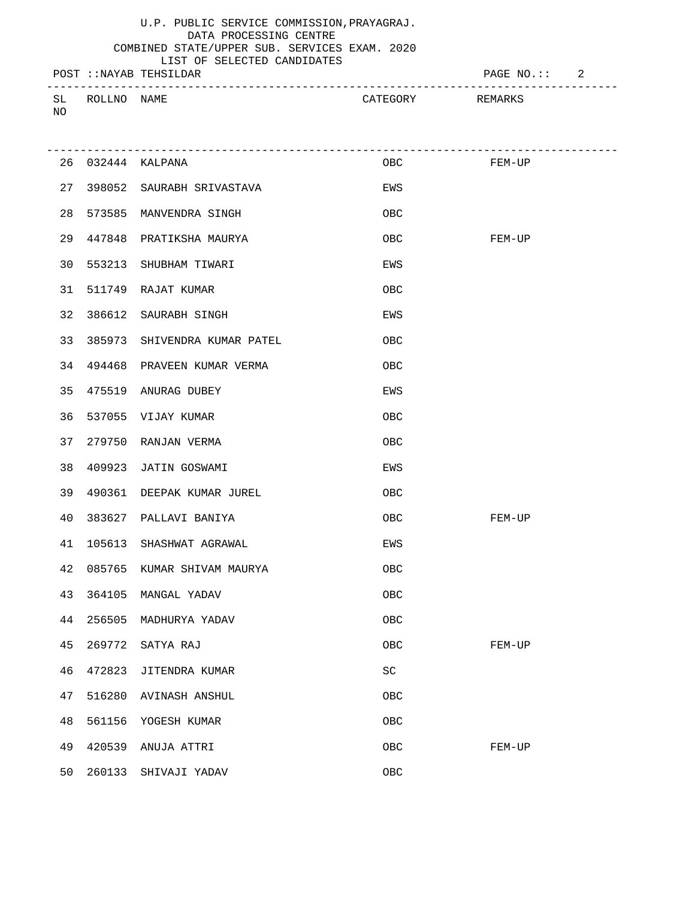U.P. PUBLIC SERVICE COMMISSION,PRAYAGRAJ.
DATA PROCESSING CENTRE
COMBINED STATE/UPPER SUB. SERVICES EXAM. 2020
LIST OF SELECTED CANDIDATES

POST ::NAYAB TEHSILDAR

| SL NO | ROLLNO | NAME | CATEGORY | REMARKS |
|---|---|---|---|---|
| 26 | 032444 | KALPANA | OBC | FEM-UP |
| 27 | 398052 | SAURABH SRIVASTAVA | EWS | |
| 28 | 573585 | MANVENDRA SINGH | OBC | |
| 29 | 447848 | PRATIKSHA MAURYA | OBC | FEM-UP |
| 30 | 553213 | SHUBHAM TIWARI | EWS | |
| 31 | 511749 | RAJAT KUMAR | OBC | |
| 32 | 386612 | SAURABH SINGH | EWS | |
| 33 | 385973 | SHIVENDRA KUMAR PATEL | OBC | |
| 34 | 494468 | PRAVEEN KUMAR VERMA | OBC | |
| 35 | 475519 | ANURAG DUBEY | EWS | |
| 36 | 537055 | VIJAY KUMAR | OBC | |
| 37 | 279750 | RANJAN VERMA | OBC | |
| 38 | 409923 | JATIN GOSWAMI | EWS | |
| 39 | 490361 | DEEPAK KUMAR JUREL | OBC | |
| 40 | 383627 | PALLAVI BANIYA | OBC | FEM-UP |
| 41 | 105613 | SHASHWAT AGRAWAL | EWS | |
| 42 | 085765 | KUMAR SHIVAM MAURYA | OBC | |
| 43 | 364105 | MANGAL YADAV | OBC | |
| 44 | 256505 | MADHURYA YADAV | OBC | |
| 45 | 269772 | SATYA RAJ | OBC | FEM-UP |
| 46 | 472823 | JITENDRA KUMAR | SC | |
| 47 | 516280 | AVINASH ANSHUL | OBC | |
| 48 | 561156 | YOGESH KUMAR | OBC | |
| 49 | 420539 | ANUJA ATTRI | OBC | FEM-UP |
| 50 | 260133 | SHIVAJI YADAV | OBC | |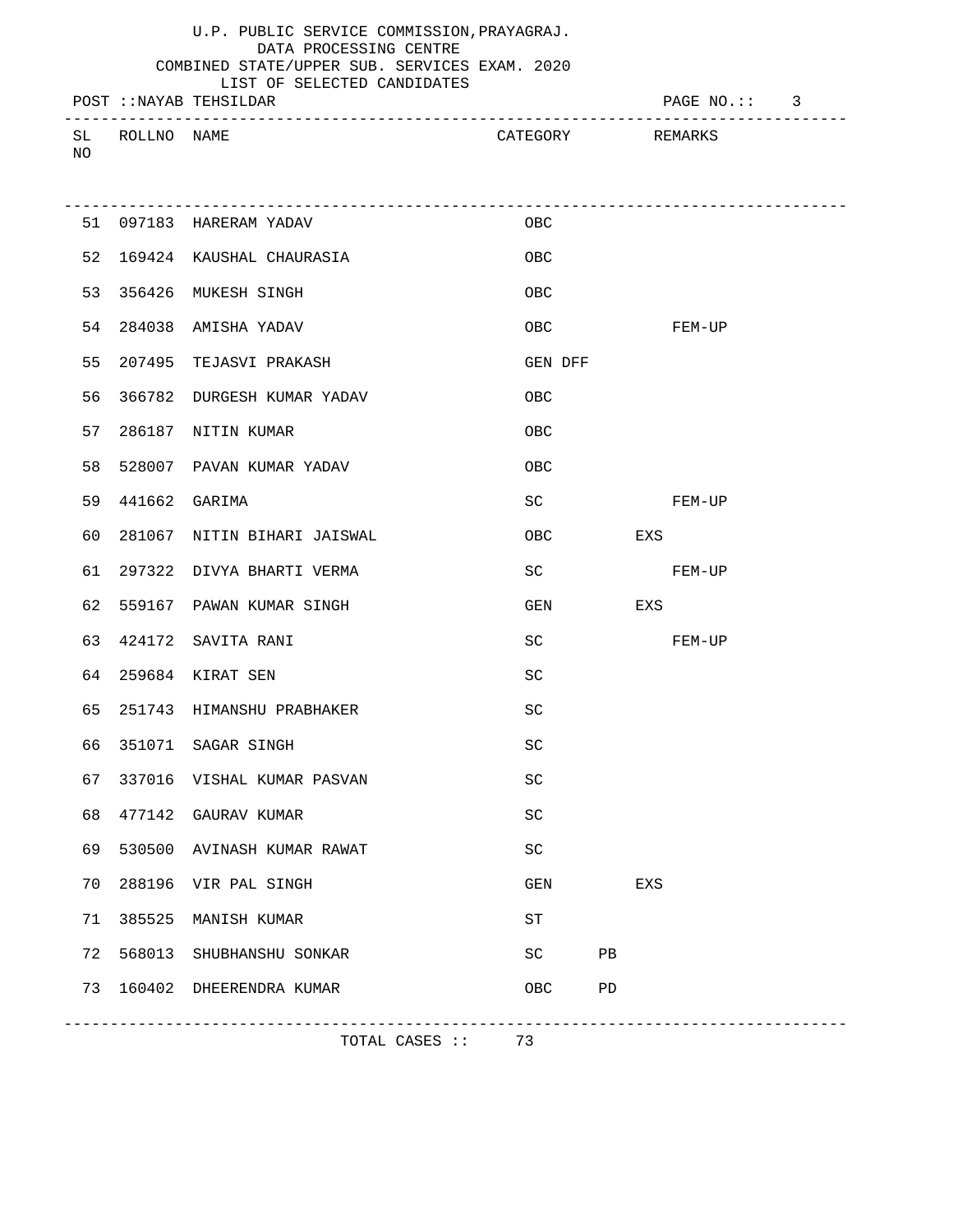U.P. PUBLIC SERVICE COMMISSION,PRAYAGRAJ.
DATA PROCESSING CENTRE
COMBINED STATE/UPPER SUB. SERVICES EXAM. 2020
LIST OF SELECTED CANDIDATES

POST ::NAYAB TEHSILDAR

| SL NO | ROLLNO | NAME | CATEGORY | REMARKS |
|---|---|---|---|---|
| 51 | 097183 | HARERAM YADAV | OBC | |
| 52 | 169424 | KAUSHAL CHAURASIA | OBC | |
| 53 | 356426 | MUKESH SINGH | OBC | |
| 54 | 284038 | AMISHA YADAV | OBC | FEM-UP |
| 55 | 207495 | TEJASVI PRAKASH | GEN DFF | |
| 56 | 366782 | DURGESH KUMAR YADAV | OBC | |
| 57 | 286187 | NITIN KUMAR | OBC | |
| 58 | 528007 | PAVAN KUMAR YADAV | OBC | |
| 59 | 441662 | GARIMA | SC | FEM-UP |
| 60 | 281067 | NITIN BIHARI JAISWAL | OBC | EXS |
| 61 | 297322 | DIVYA BHARTI VERMA | SC | FEM-UP |
| 62 | 559167 | PAWAN KUMAR SINGH | GEN | EXS |
| 63 | 424172 | SAVITA RANI | SC | FEM-UP |
| 64 | 259684 | KIRAT SEN | SC | |
| 65 | 251743 | HIMANSHU PRABHAKER | SC | |
| 66 | 351071 | SAGAR SINGH | SC | |
| 67 | 337016 | VISHAL KUMAR PASVAN | SC | |
| 68 | 477142 | GAURAV KUMAR | SC | |
| 69 | 530500 | AVINASH KUMAR RAWAT | SC | |
| 70 | 288196 | VIR PAL SINGH | GEN | EXS |
| 71 | 385525 | MANISH KUMAR | ST | |
| 72 | 568013 | SHUBHANSHU SONKAR | SC PB | |
| 73 | 160402 | DHEERENDRA KUMAR | OBC PD | |

TOTAL CASES :: 73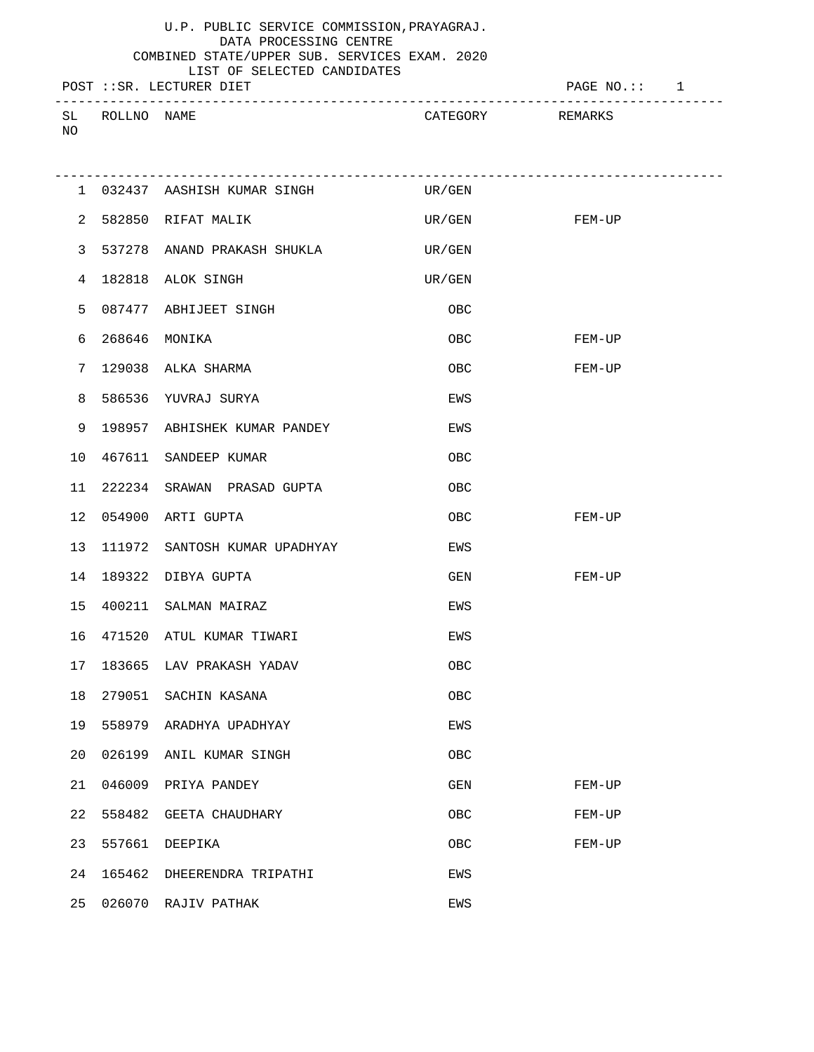U.P. PUBLIC SERVICE COMMISSION,PRAYAGRAJ.
DATA PROCESSING CENTRE
COMBINED STATE/UPPER SUB. SERVICES EXAM. 2020
LIST OF SELECTED CANDIDATES

POST ::SR. LECTURER DIET

| SL NO | ROLLNO | NAME | CATEGORY | REMARKS |
|---|---|---|---|---|
| 1 | 032437 | AASHISH KUMAR SINGH | UR/GEN | |
| 2 | 582850 | RIFAT MALIK | UR/GEN | FEM-UP |
| 3 | 537278 | ANAND PRAKASH SHUKLA | UR/GEN | |
| 4 | 182818 | ALOK SINGH | UR/GEN | |
| 5 | 087477 | ABHIJEET SINGH | OBC | |
| 6 | 268646 | MONIKA | OBC | FEM-UP |
| 7 | 129038 | ALKA SHARMA | OBC | FEM-UP |
| 8 | 586536 | YUVRAJ SURYA | EWS | |
| 9 | 198957 | ABHISHEK KUMAR PANDEY | EWS | |
| 10 | 467611 | SANDEEP KUMAR | OBC | |
| 11 | 222234 | SRAWAN PRASAD GUPTA | OBC | |
| 12 | 054900 | ARTI GUPTA | OBC | FEM-UP |
| 13 | 111972 | SANTOSH KUMAR UPADHYAY | EWS | |
| 14 | 189322 | DIBYA GUPTA | GEN | FEM-UP |
| 15 | 400211 | SALMAN MAIRAZ | EWS | |
| 16 | 471520 | ATUL KUMAR TIWARI | EWS | |
| 17 | 183665 | LAV PRAKASH YADAV | OBC | |
| 18 | 279051 | SACHIN KASANA | OBC | |
| 19 | 558979 | ARADHYA UPADHYAY | EWS | |
| 20 | 026199 | ANIL KUMAR SINGH | OBC | |
| 21 | 046009 | PRIYA PANDEY | GEN | FEM-UP |
| 22 | 558482 | GEETA CHAUDHARY | OBC | FEM-UP |
| 23 | 557661 | DEEPIKA | OBC | FEM-UP |
| 24 | 165462 | DHEERENDRA TRIPATHI | EWS | |
| 25 | 026070 | RAJIV PATHAK | EWS | |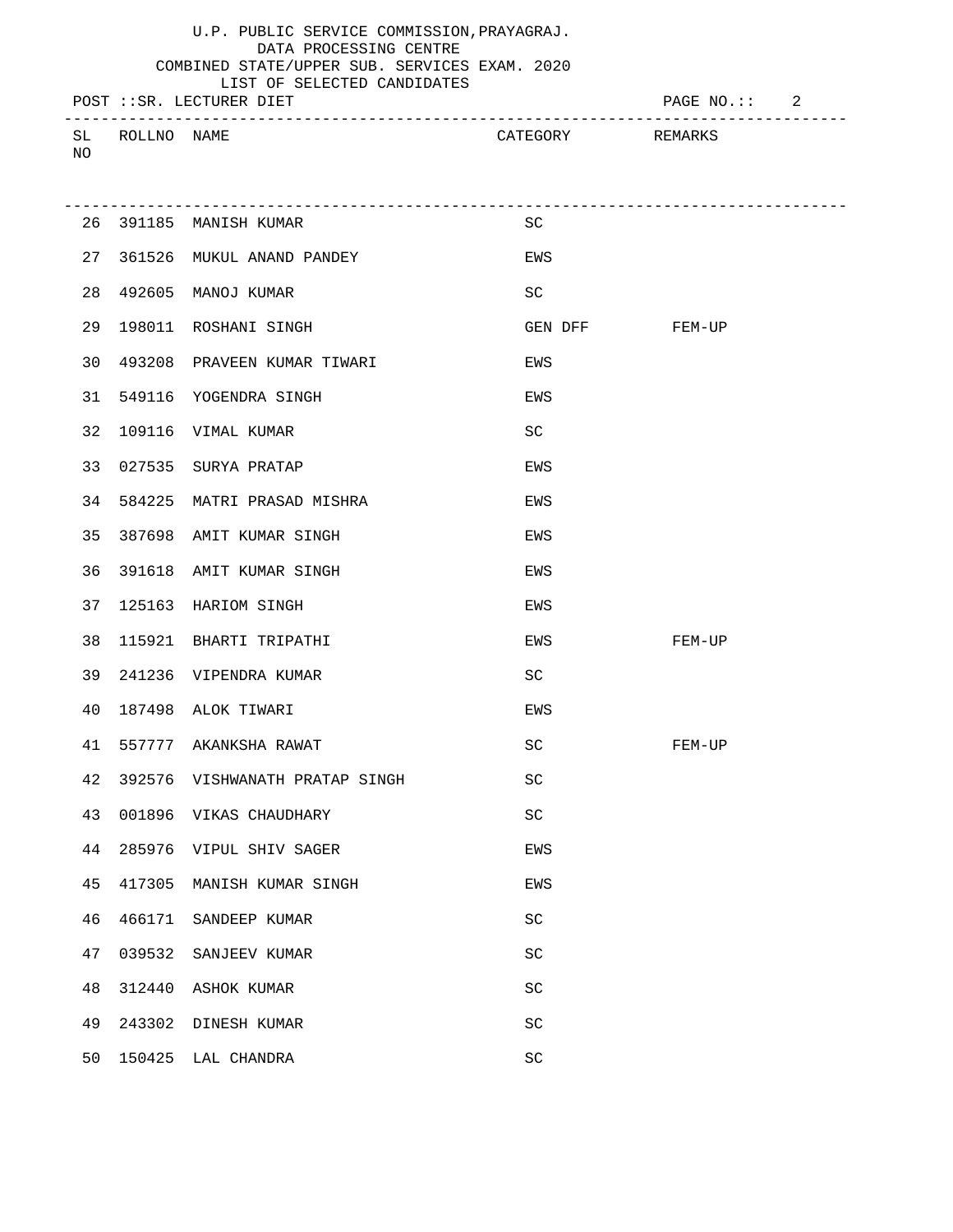U.P. PUBLIC SERVICE COMMISSION,PRAYAGRAJ.
DATA PROCESSING CENTRE
COMBINED STATE/UPPER SUB. SERVICES EXAM. 2020
LIST OF SELECTED CANDIDATES

POST ::SR. LECTURER DIET

| SL NO | ROLLNO | NAME | CATEGORY | REMARKS |
|---|---|---|---|---|
| 26 | 391185 | MANISH KUMAR | SC | |
| 27 | 361526 | MUKUL ANAND PANDEY | EWS | |
| 28 | 492605 | MANOJ KUMAR | SC | |
| 29 | 198011 | ROSHANI SINGH | GEN DFF | FEM-UP |
| 30 | 493208 | PRAVEEN KUMAR TIWARI | EWS | |
| 31 | 549116 | YOGENDRA SINGH | EWS | |
| 32 | 109116 | VIMAL KUMAR | SC | |
| 33 | 027535 | SURYA PRATAP | EWS | |
| 34 | 584225 | MATRI PRASAD MISHRA | EWS | |
| 35 | 387698 | AMIT KUMAR SINGH | EWS | |
| 36 | 391618 | AMIT KUMAR SINGH | EWS | |
| 37 | 125163 | HARIOM SINGH | EWS | |
| 38 | 115921 | BHARTI TRIPATHI | EWS | FEM-UP |
| 39 | 241236 | VIPENDRA KUMAR | SC | |
| 40 | 187498 | ALOK TIWARI | EWS | |
| 41 | 557777 | AKANKSHA RAWAT | SC | FEM-UP |
| 42 | 392576 | VISHWANATH PRATAP SINGH | SC | |
| 43 | 001896 | VIKAS CHAUDHARY | SC | |
| 44 | 285976 | VIPUL SHIV SAGER | EWS | |
| 45 | 417305 | MANISH KUMAR SINGH | EWS | |
| 46 | 466171 | SANDEEP KUMAR | SC | |
| 47 | 039532 | SANJEEV KUMAR | SC | |
| 48 | 312440 | ASHOK KUMAR | SC | |
| 49 | 243302 | DINESH KUMAR | SC | |
| 50 | 150425 | LAL CHANDRA | SC | |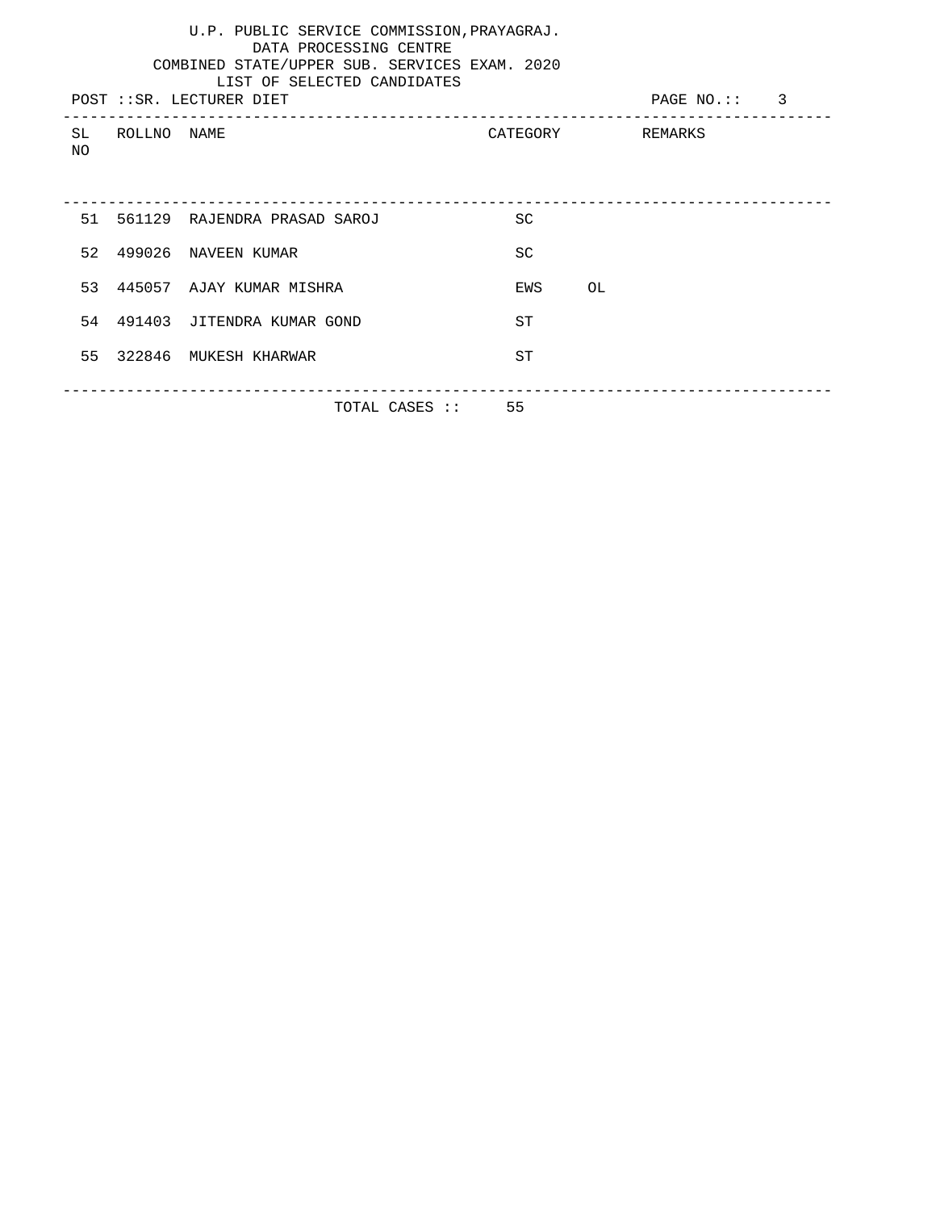U.P. PUBLIC SERVICE COMMISSION,PRAYAGRAJ.
DATA PROCESSING CENTRE
COMBINED STATE/UPPER SUB. SERVICES EXAM. 2020
LIST OF SELECTED CANDIDATES

POST ::SR. LECTURER DIET

| SL NO | ROLLNO | NAME | CATEGORY | REMARKS |
|---|---|---|---|---|
| 51 | 561129 | RAJENDRA PRASAD SAROJ | SC | |
| 52 | 499026 | NAVEEN KUMAR | SC | |
| 53 | 445057 | AJAY KUMAR MISHRA | EWS | OL |
| 54 | 491403 | JITENDRA KUMAR GOND | ST | |
| 55 | 322846 | MUKESH KHARWAR | ST | |

TOTAL CASES :: 55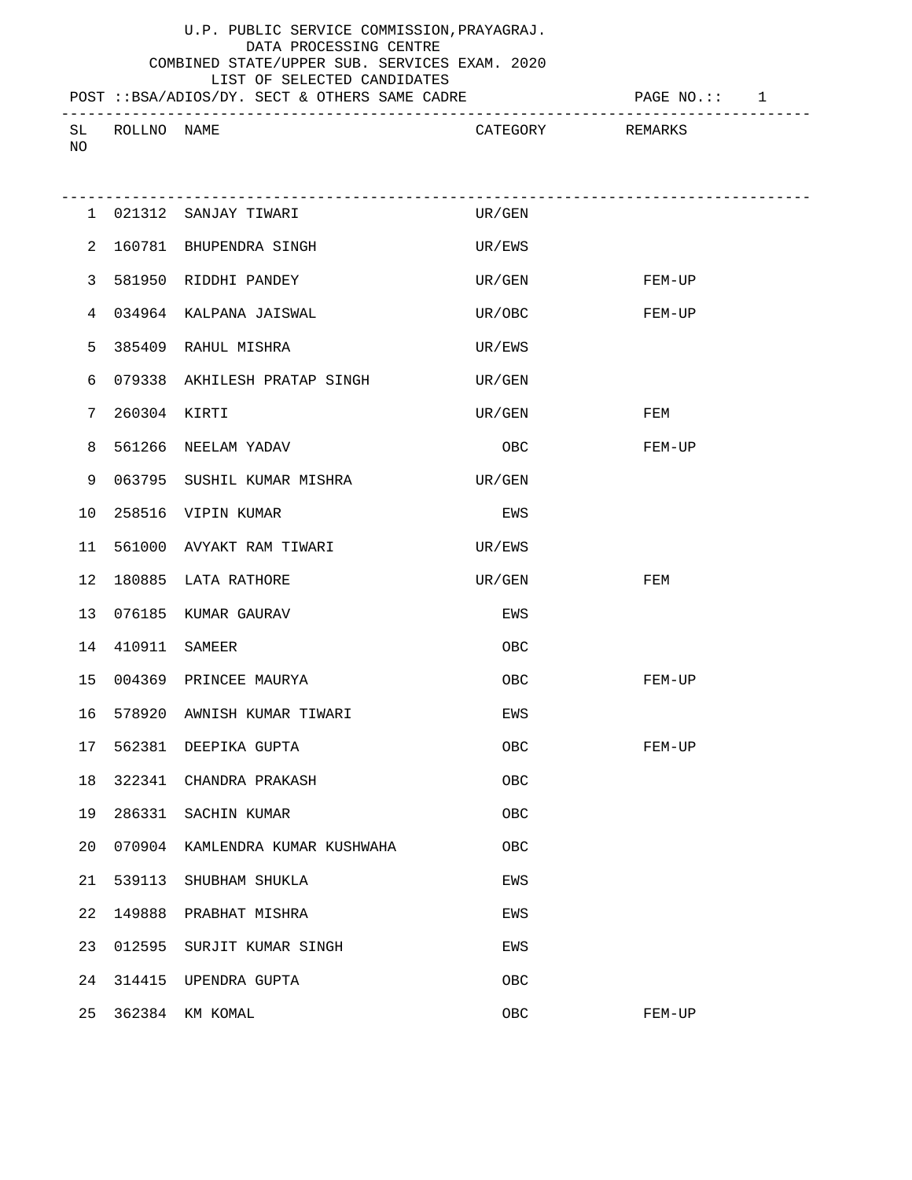U.P. PUBLIC SERVICE COMMISSION,PRAYAGRAJ.
DATA PROCESSING CENTRE
COMBINED STATE/UPPER SUB. SERVICES EXAM. 2020
LIST OF SELECTED CANDIDATES

POST ::BSA/ADIOS/DY. SECT & OTHERS SAME CADRE

| SL NO | ROLLNO | NAME | CATEGORY | REMARKS |
|---|---|---|---|---|
| 1 | 021312 | SANJAY TIWARI | UR/GEN | |
| 2 | 160781 | BHUPENDRA SINGH | UR/EWS | |
| 3 | 581950 | RIDDHI PANDEY | UR/GEN | FEM-UP |
| 4 | 034964 | KALPANA JAISWAL | UR/OBC | FEM-UP |
| 5 | 385409 | RAHUL MISHRA | UR/EWS | |
| 6 | 079338 | AKHILESH PRATAP SINGH | UR/GEN | |
| 7 | 260304 | KIRTI | UR/GEN | FEM |
| 8 | 561266 | NEELAM YADAV | OBC | FEM-UP |
| 9 | 063795 | SUSHIL KUMAR MISHRA | UR/GEN | |
| 10 | 258516 | VIPIN KUMAR | EWS | |
| 11 | 561000 | AVYAKT RAM TIWARI | UR/EWS | |
| 12 | 180885 | LATA RATHORE | UR/GEN | FEM |
| 13 | 076185 | KUMAR GAURAV | EWS | |
| 14 | 410911 | SAMEER | OBC | |
| 15 | 004369 | PRINCEE MAURYA | OBC | FEM-UP |
| 16 | 578920 | AWNISH KUMAR TIWARI | EWS | |
| 17 | 562381 | DEEPIKA GUPTA | OBC | FEM-UP |
| 18 | 322341 | CHANDRA PRAKASH | OBC | |
| 19 | 286331 | SACHIN KUMAR | OBC | |
| 20 | 070904 | KAMLENDRA KUMAR KUSHWAHA | OBC | |
| 21 | 539113 | SHUBHAM SHUKLA | EWS | |
| 22 | 149888 | PRABHAT MISHRA | EWS | |
| 23 | 012595 | SURJIT KUMAR SINGH | EWS | |
| 24 | 314415 | UPENDRA GUPTA | OBC | |
| 25 | 362384 | KM KOMAL | OBC | FEM-UP |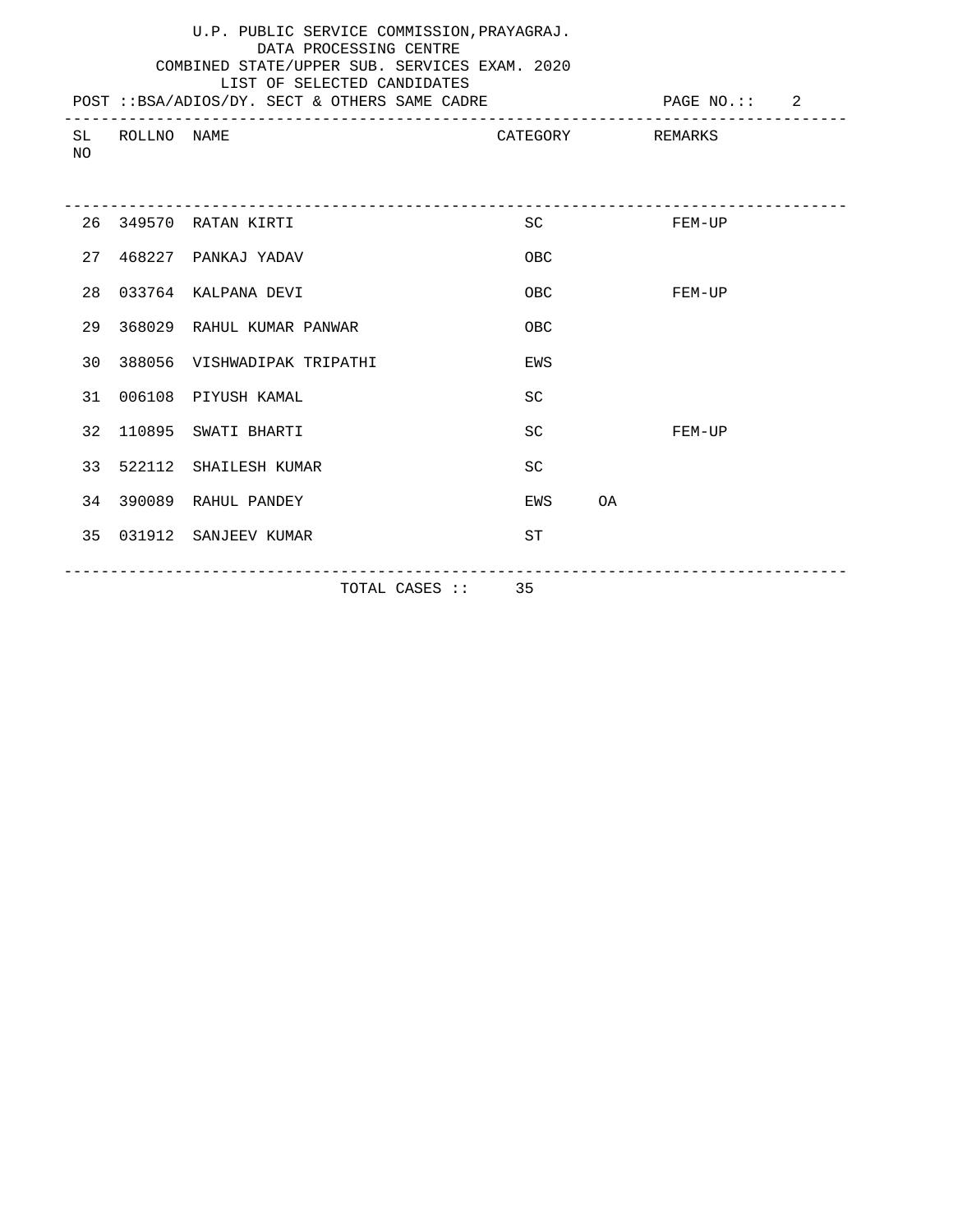U.P. PUBLIC SERVICE COMMISSION,PRAYAGRAJ.
DATA PROCESSING CENTRE
COMBINED STATE/UPPER SUB. SERVICES EXAM. 2020
LIST OF SELECTED CANDIDATES

POST ::BSA/ADIOS/DY. SECT & OTHERS SAME CADRE

| SL NO | ROLLNO | NAME | CATEGORY | | REMARKS |
|---|---|---|---|---|---|
| 26 | 349570 | RATAN KIRTI | SC | | FEM-UP |
| 27 | 468227 | PANKAJ YADAV | OBC | | |
| 28 | 033764 | KALPANA DEVI | OBC | | FEM-UP |
| 29 | 368029 | RAHUL KUMAR PANWAR | OBC | | |
| 30 | 388056 | VISHWADIPAK TRIPATHI | EWS | | |
| 31 | 006108 | PIYUSH KAMAL | SC | | |
| 32 | 110895 | SWATI BHARTI | SC | | FEM-UP |
| 33 | 522112 | SHAILESH KUMAR | SC | | |
| 34 | 390089 | RAHUL PANDEY | EWS | OA | |
| 35 | 031912 | SANJEEV KUMAR | ST | | |

TOTAL CASES :: 35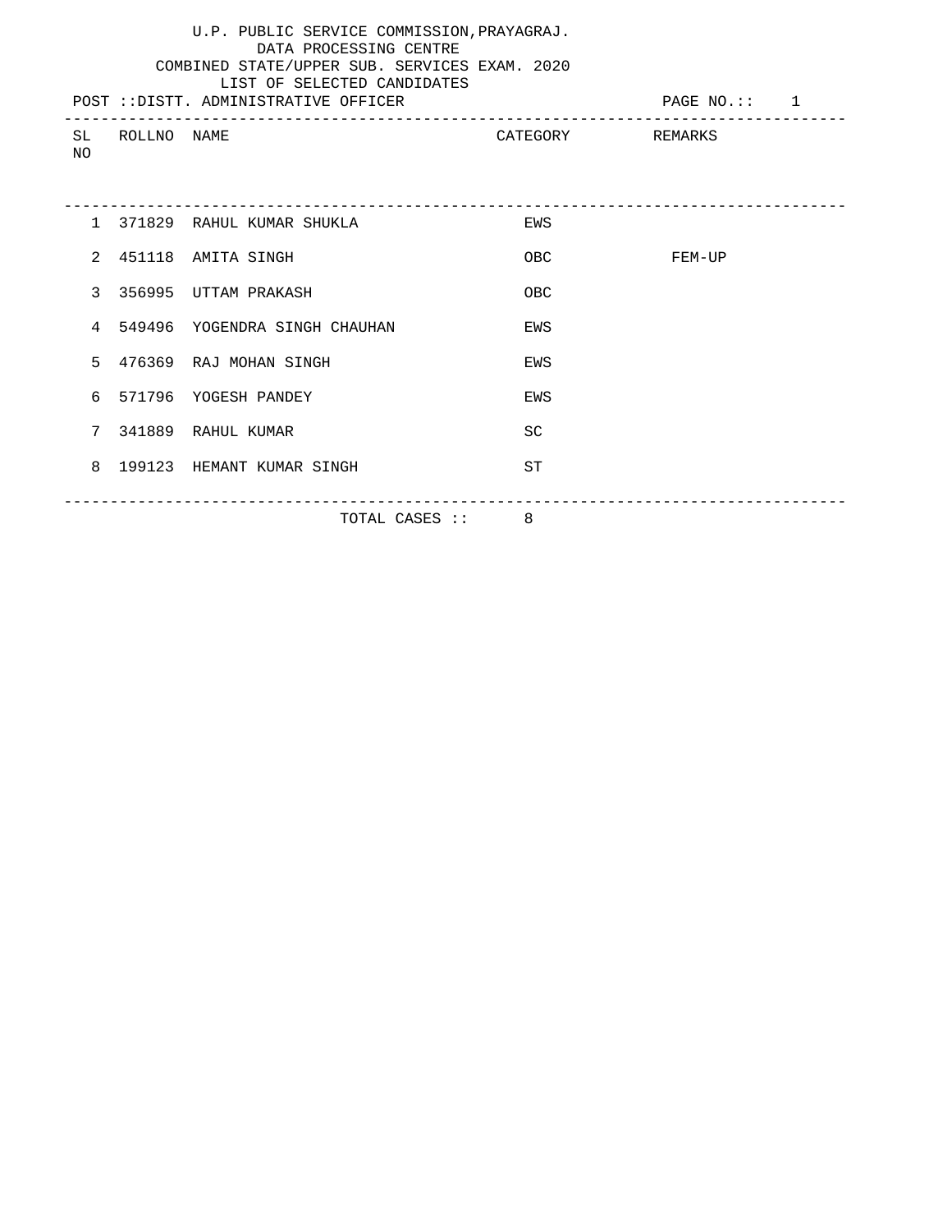U.P. PUBLIC SERVICE COMMISSION,PRAYAGRAJ.
DATA PROCESSING CENTRE
COMBINED STATE/UPPER SUB. SERVICES EXAM. 2020
LIST OF SELECTED CANDIDATES

POST ::DISTT. ADMINISTRATIVE OFFICER

| SL NO | ROLLNO | NAME | CATEGORY | REMARKS |
|---|---|---|---|---|
| 1 | 371829 | RAHUL KUMAR SHUKLA | EWS | |
| 2 | 451118 | AMITA SINGH | OBC | FEM-UP |
| 3 | 356995 | UTTAM PRAKASH | OBC | |
| 4 | 549496 | YOGENDRA SINGH CHAUHAN | EWS | |
| 5 | 476369 | RAJ MOHAN SINGH | EWS | |
| 6 | 571796 | YOGESH PANDEY | EWS | |
| 7 | 341889 | RAHUL KUMAR | SC | |
| 8 | 199123 | HEMANT KUMAR SINGH | ST | |

TOTAL CASES :: 8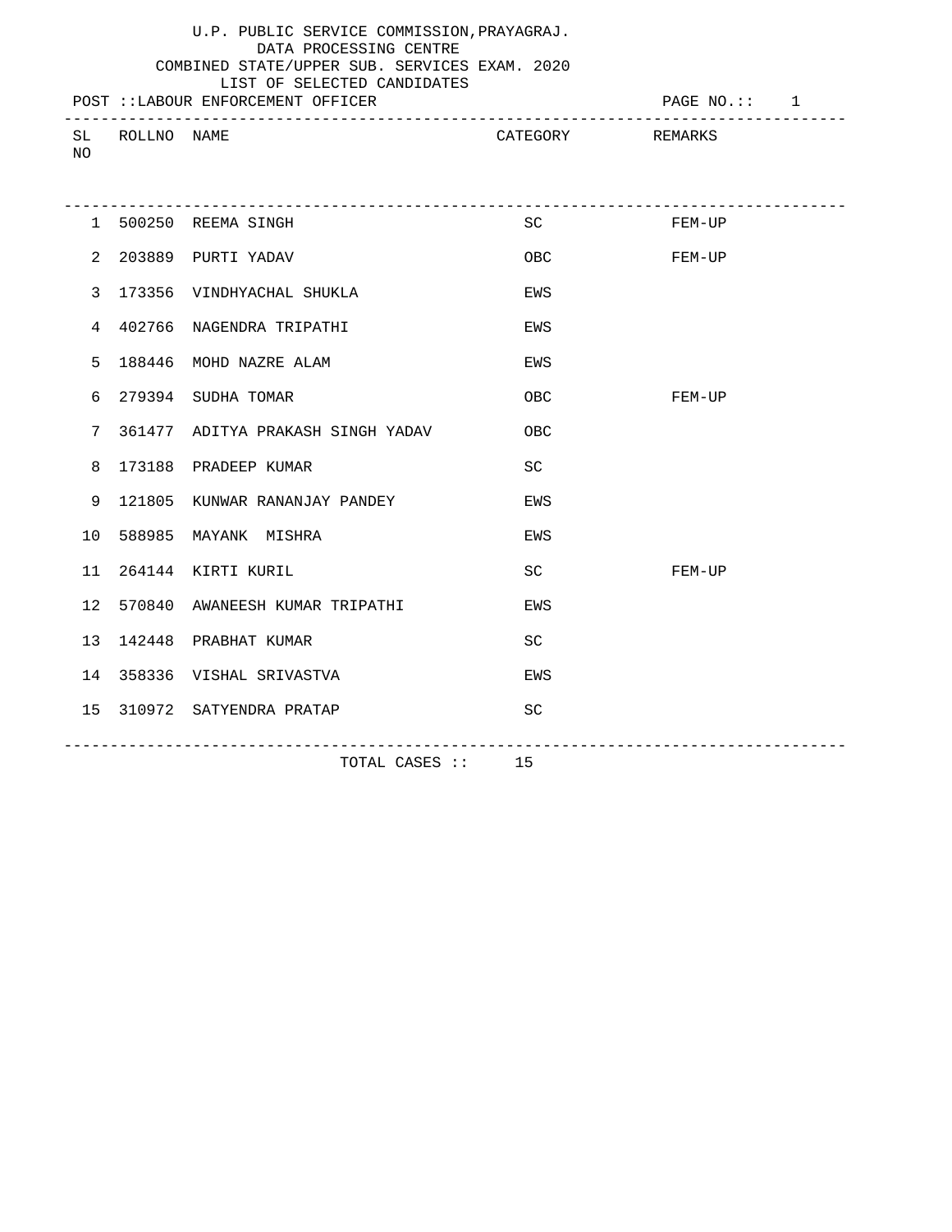U.P. PUBLIC SERVICE COMMISSION,PRAYAGRAJ.
DATA PROCESSING CENTRE
COMBINED STATE/UPPER SUB. SERVICES EXAM. 2020
LIST OF SELECTED CANDIDATES

POST ::LABOUR ENFORCEMENT OFFICER

PAGE NO.:: 1

| SL NO | ROLLNO | NAME | CATEGORY | REMARKS |
|---|---|---|---|---|
| 1 | 500250 | REEMA SINGH | SC | FEM-UP |
| 2 | 203889 | PURTI YADAV | OBC | FEM-UP |
| 3 | 173356 | VINDHYACHAL SHUKLA | EWS | |
| 4 | 402766 | NAGENDRA TRIPATHI | EWS | |
| 5 | 188446 | MOHD NAZRE ALAM | EWS | |
| 6 | 279394 | SUDHA TOMAR | OBC | FEM-UP |
| 7 | 361477 | ADITYA PRAKASH SINGH YADAV | OBC | |
| 8 | 173188 | PRADEEP KUMAR | SC | |
| 9 | 121805 | KUNWAR RANANJAY PANDEY | EWS | |
| 10 | 588985 | MAYANK MISHRA | EWS | |
| 11 | 264144 | KIRTI KURIL | SC | FEM-UP |
| 12 | 570840 | AWANEESH KUMAR TRIPATHI | EWS | |
| 13 | 142448 | PRABHAT KUMAR | SC | |
| 14 | 358336 | VISHAL SRIVASTVA | EWS | |
| 15 | 310972 | SATYENDRA PRATAP | SC | |

TOTAL CASES :: 15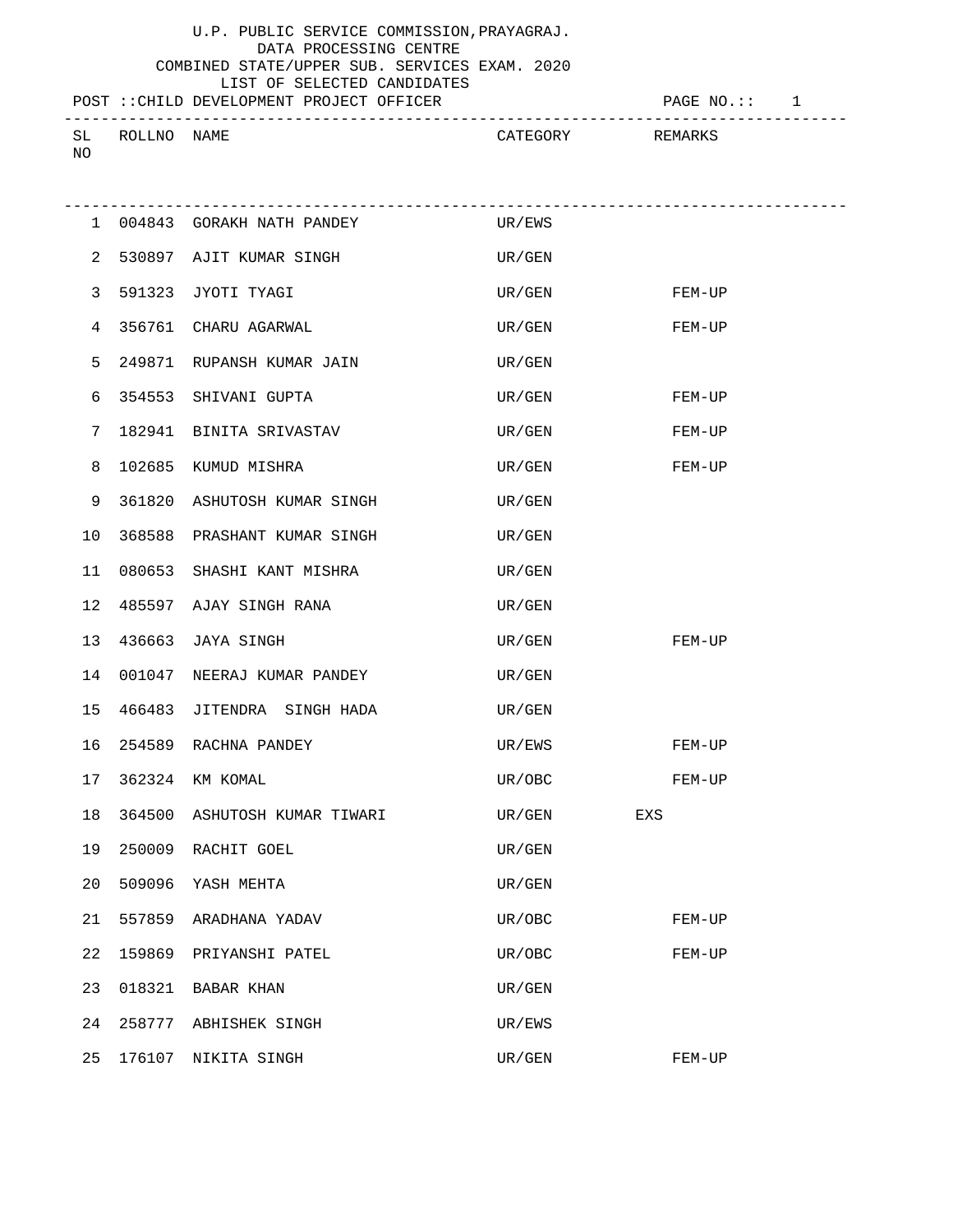U.P. PUBLIC SERVICE COMMISSION,PRAYAGRAJ.
DATA PROCESSING CENTRE
COMBINED STATE/UPPER SUB. SERVICES EXAM. 2020
LIST OF SELECTED CANDIDATES

POST ::CHILD DEVELOPMENT PROJECT OFFICER

| SL NO | ROLLNO | NAME | CATEGORY | REMARKS |
|---|---|---|---|---|
| 1 | 004843 | GORAKH NATH PANDEY | UR/EWS | |
| 2 | 530897 | AJIT KUMAR SINGH | UR/GEN | |
| 3 | 591323 | JYOTI TYAGI | UR/GEN | FEM-UP |
| 4 | 356761 | CHARU AGARWAL | UR/GEN | FEM-UP |
| 5 | 249871 | RUPANSH KUMAR JAIN | UR/GEN | |
| 6 | 354553 | SHIVANI GUPTA | UR/GEN | FEM-UP |
| 7 | 182941 | BINITA SRIVASTAV | UR/GEN | FEM-UP |
| 8 | 102685 | KUMUD MISHRA | UR/GEN | FEM-UP |
| 9 | 361820 | ASHUTOSH KUMAR SINGH | UR/GEN | |
| 10 | 368588 | PRASHANT KUMAR SINGH | UR/GEN | |
| 11 | 080653 | SHASHI KANT MISHRA | UR/GEN | |
| 12 | 485597 | AJAY SINGH RANA | UR/GEN | |
| 13 | 436663 | JAYA SINGH | UR/GEN | FEM-UP |
| 14 | 001047 | NEERAJ KUMAR PANDEY | UR/GEN | |
| 15 | 466483 | JITENDRA SINGH HADA | UR/GEN | |
| 16 | 254589 | RACHNA PANDEY | UR/EWS | FEM-UP |
| 17 | 362324 | KM KOMAL | UR/OBC | FEM-UP |
| 18 | 364500 | ASHUTOSH KUMAR TIWARI | UR/GEN | EXS |
| 19 | 250009 | RACHIT GOEL | UR/GEN | |
| 20 | 509096 | YASH MEHTA | UR/GEN | |
| 21 | 557859 | ARADHANA YADAV | UR/OBC | FEM-UP |
| 22 | 159869 | PRIYANSHI PATEL | UR/OBC | FEM-UP |
| 23 | 018321 | BABAR KHAN | UR/GEN | |
| 24 | 258777 | ABHISHEK SINGH | UR/EWS | |
| 25 | 176107 | NIKITA SINGH | UR/GEN | FEM-UP |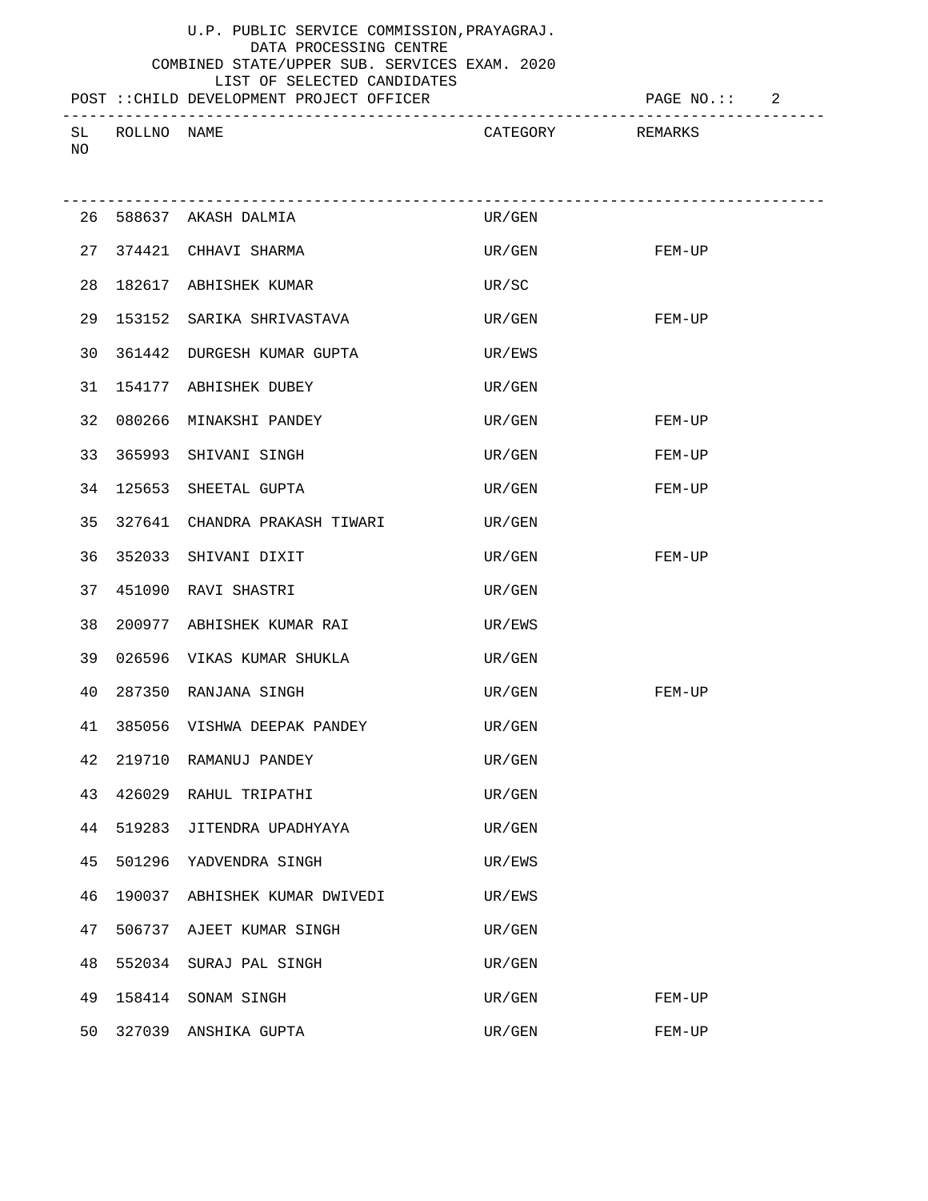U.P. PUBLIC SERVICE COMMISSION,PRAYAGRAJ.
DATA PROCESSING CENTRE
COMBINED STATE/UPPER SUB. SERVICES EXAM. 2020
LIST OF SELECTED CANDIDATES

POST ::CHILD DEVELOPMENT PROJECT OFFICER

| SL NO | ROLLNO | NAME | CATEGORY | REMARKS |
|---|---|---|---|---|
| 26 | 588637 | AKASH DALMIA | UR/GEN | |
| 27 | 374421 | CHHAVI SHARMA | UR/GEN | FEM-UP |
| 28 | 182617 | ABHISHEK KUMAR | UR/SC | |
| 29 | 153152 | SARIKA SHRIVASTAVA | UR/GEN | FEM-UP |
| 30 | 361442 | DURGESH KUMAR GUPTA | UR/EWS | |
| 31 | 154177 | ABHISHEK DUBEY | UR/GEN | |
| 32 | 080266 | MINAKSHI PANDEY | UR/GEN | FEM-UP |
| 33 | 365993 | SHIVANI SINGH | UR/GEN | FEM-UP |
| 34 | 125653 | SHEETAL GUPTA | UR/GEN | FEM-UP |
| 35 | 327641 | CHANDRA PRAKASH TIWARI | UR/GEN | |
| 36 | 352033 | SHIVANI DIXIT | UR/GEN | FEM-UP |
| 37 | 451090 | RAVI SHASTRI | UR/GEN | |
| 38 | 200977 | ABHISHEK KUMAR RAI | UR/EWS | |
| 39 | 026596 | VIKAS KUMAR SHUKLA | UR/GEN | |
| 40 | 287350 | RANJANA SINGH | UR/GEN | FEM-UP |
| 41 | 385056 | VISHWA DEEPAK PANDEY | UR/GEN | |
| 42 | 219710 | RAMANUJ PANDEY | UR/GEN | |
| 43 | 426029 | RAHUL TRIPATHI | UR/GEN | |
| 44 | 519283 | JITENDRA UPADHYAYA | UR/GEN | |
| 45 | 501296 | YADVENDRA SINGH | UR/EWS | |
| 46 | 190037 | ABHISHEK KUMAR DWIVEDI | UR/EWS | |
| 47 | 506737 | AJEET KUMAR SINGH | UR/GEN | |
| 48 | 552034 | SURAJ PAL SINGH | UR/GEN | |
| 49 | 158414 | SONAM SINGH | UR/GEN | FEM-UP |
| 50 | 327039 | ANSHIKA GUPTA | UR/GEN | FEM-UP |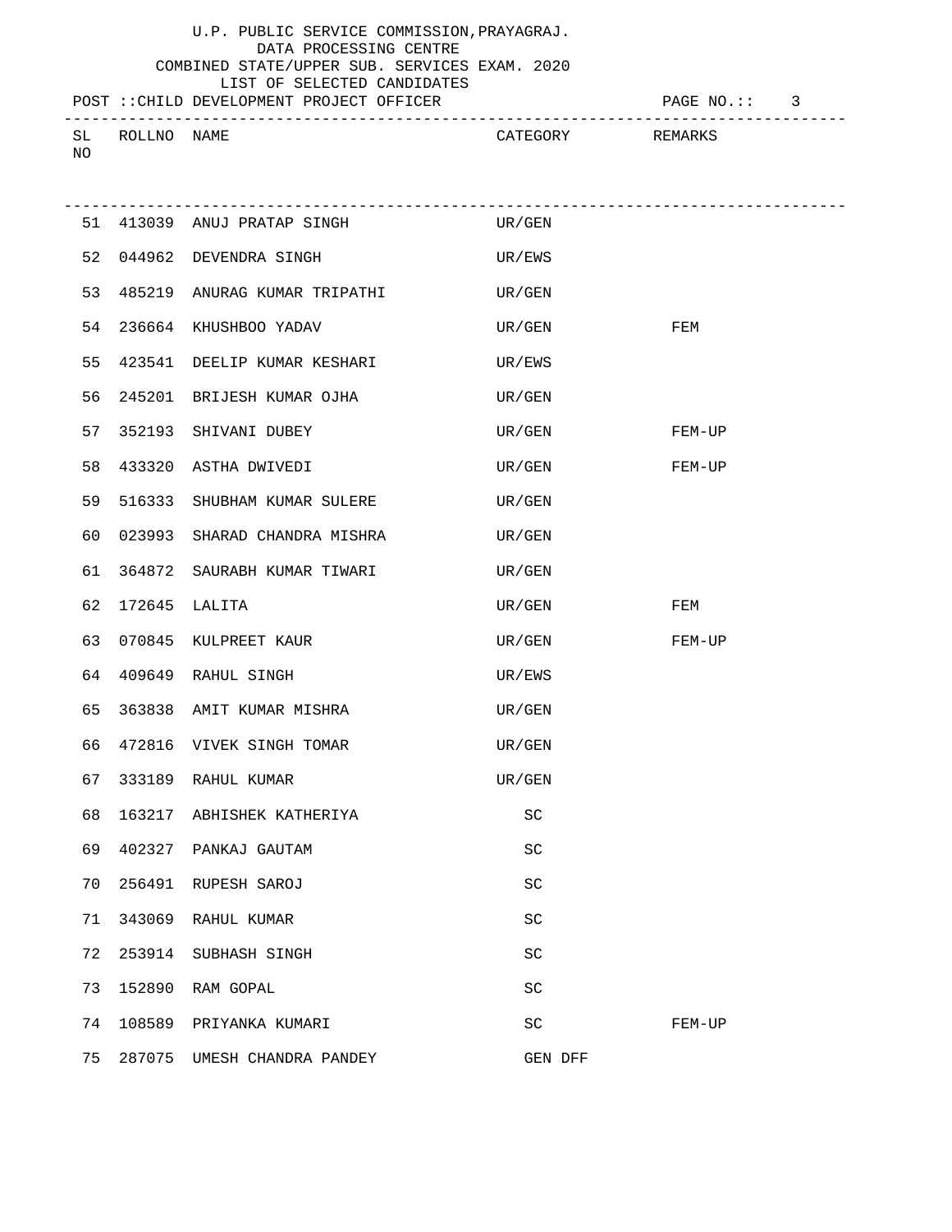U.P. PUBLIC SERVICE COMMISSION,PRAYAGRAJ.
DATA PROCESSING CENTRE
COMBINED STATE/UPPER SUB. SERVICES EXAM. 2020
LIST OF SELECTED CANDIDATES

POST ::CHILD DEVELOPMENT PROJECT OFFICER

| SL NO | ROLLNO | NAME | CATEGORY | REMARKS |
|---|---|---|---|---|
| 51 | 413039 | ANUJ PRATAP SINGH | UR/GEN | |
| 52 | 044962 | DEVENDRA SINGH | UR/EWS | |
| 53 | 485219 | ANURAG KUMAR TRIPATHI | UR/GEN | |
| 54 | 236664 | KHUSHBOO YADAV | UR/GEN | FEM |
| 55 | 423541 | DEELIP KUMAR KESHARI | UR/EWS | |
| 56 | 245201 | BRIJESH KUMAR OJHA | UR/GEN | |
| 57 | 352193 | SHIVANI DUBEY | UR/GEN | FEM-UP |
| 58 | 433320 | ASTHA DWIVEDI | UR/GEN | FEM-UP |
| 59 | 516333 | SHUBHAM KUMAR SULERE | UR/GEN | |
| 60 | 023993 | SHARAD CHANDRA MISHRA | UR/GEN | |
| 61 | 364872 | SAURABH KUMAR TIWARI | UR/GEN | |
| 62 | 172645 | LALITA | UR/GEN | FEM |
| 63 | 070845 | KULPREET KAUR | UR/GEN | FEM-UP |
| 64 | 409649 | RAHUL SINGH | UR/EWS | |
| 65 | 363838 | AMIT KUMAR MISHRA | UR/GEN | |
| 66 | 472816 | VIVEK SINGH TOMAR | UR/GEN | |
| 67 | 333189 | RAHUL KUMAR | UR/GEN | |
| 68 | 163217 | ABHISHEK KATHERIYA | SC | |
| 69 | 402327 | PANKAJ GAUTAM | SC | |
| 70 | 256491 | RUPESH SAROJ | SC | |
| 71 | 343069 | RAHUL KUMAR | SC | |
| 72 | 253914 | SUBHASH SINGH | SC | |
| 73 | 152890 | RAM GOPAL | SC | |
| 74 | 108589 | PRIYANKA KUMARI | SC | FEM-UP |
| 75 | 287075 | UMESH CHANDRA PANDEY | GEN DFF | |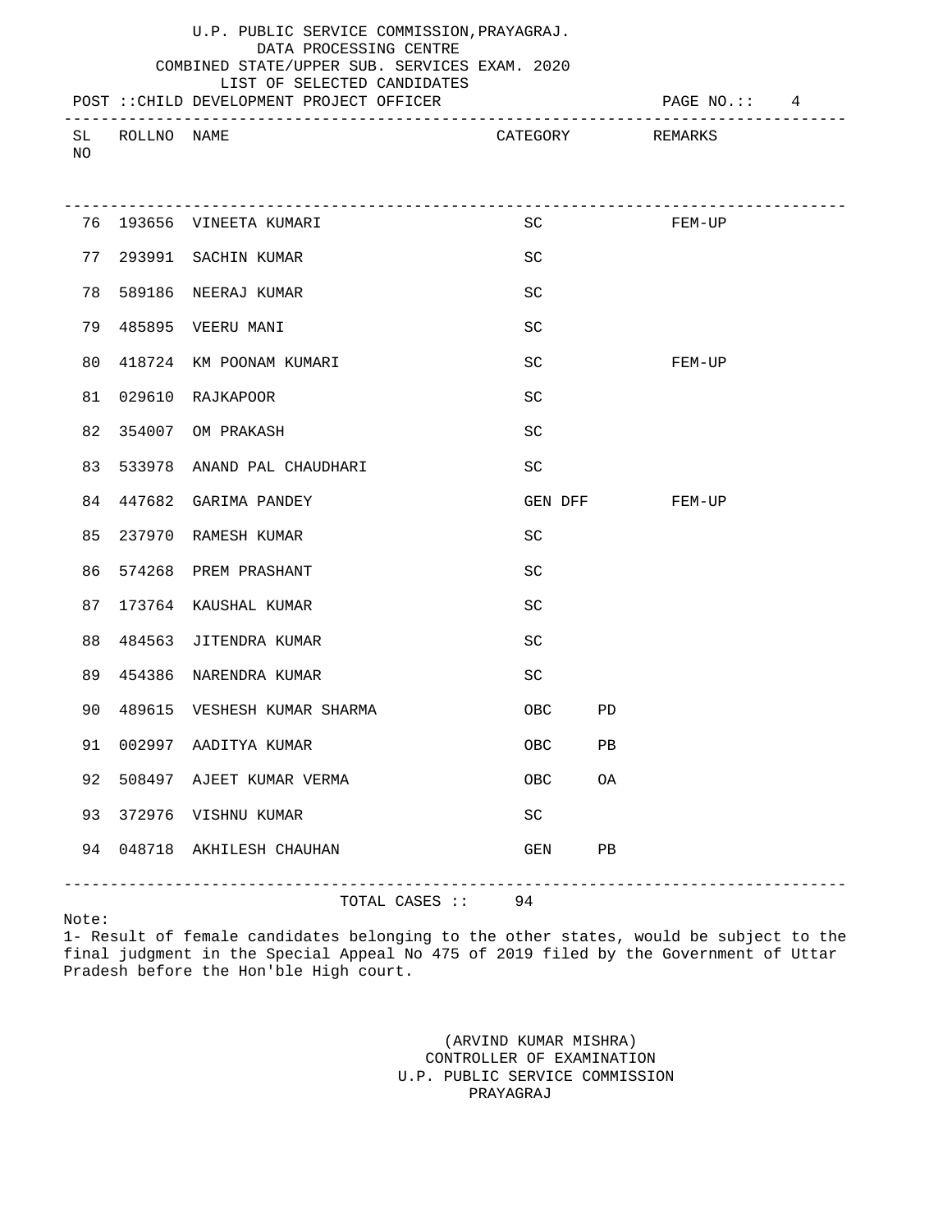U.P. PUBLIC SERVICE COMMISSION,PRAYAGRAJ.
DATA PROCESSING CENTRE
COMBINED STATE/UPPER SUB. SERVICES EXAM. 2020
LIST OF SELECTED CANDIDATES

POST ::CHILD DEVELOPMENT PROJECT OFFICER

| SL NO | ROLLNO | NAME | CATEGORY | | REMARKS |
|---|---|---|---|---|---|
| 76 | 193656 | VINEETA KUMARI | SC | | FEM-UP |
| 77 | 293991 | SACHIN KUMAR | SC | | |
| 78 | 589186 | NEERAJ KUMAR | SC | | |
| 79 | 485895 | VEERU MANI | SC | | |
| 80 | 418724 | KM POONAM KUMARI | SC | | FEM-UP |
| 81 | 029610 | RAJKAPOOR | SC | | |
| 82 | 354007 | OM PRAKASH | SC | | |
| 83 | 533978 | ANAND PAL CHAUDHARI | SC | | |
| 84 | 447682 | GARIMA PANDEY | GEN | DFF | FEM-UP |
| 85 | 237970 | RAMESH KUMAR | SC | | |
| 86 | 574268 | PREM PRASHANT | SC | | |
| 87 | 173764 | KAUSHAL KUMAR | SC | | |
| 88 | 484563 | JITENDRA KUMAR | SC | | |
| 89 | 454386 | NARENDRA KUMAR | SC | | |
| 90 | 489615 | VESHESH KUMAR SHARMA | OBC | PD | |
| 91 | 002997 | AADITYA KUMAR | OBC | PB | |
| 92 | 508497 | AJEET KUMAR VERMA | OBC | OA | |
| 93 | 372976 | VISHNU KUMAR | SC | | |
| 94 | 048718 | AKHILESH CHAUHAN | GEN | PB | |

TOTAL CASES :: 94

Note:
1- Result of female candidates belonging to the other states, would be subject to the final judgment in the Special Appeal No 475 of 2019 filed by the Government of Uttar Pradesh before the Hon'ble High court.

(ARVIND KUMAR MISHRA)
CONTROLLER OF EXAMINATION
U.P. PUBLIC SERVICE COMMISSION
PRAYAGRAJ